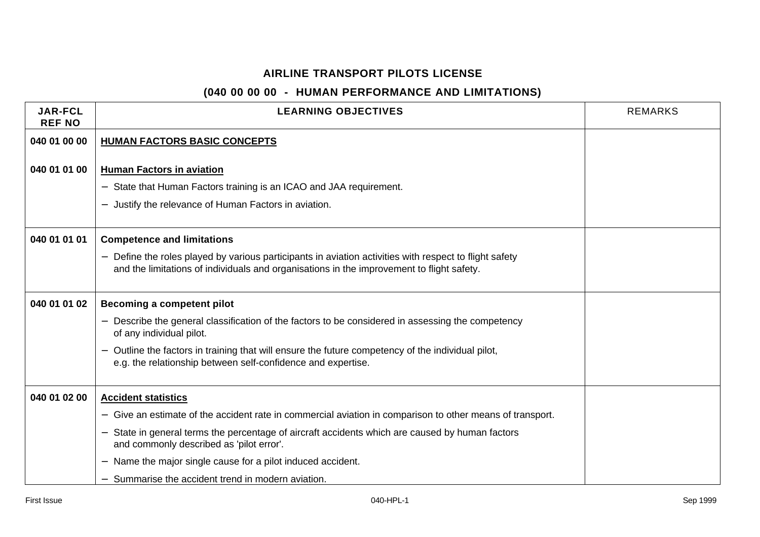# AIRLINE TRANSPORT PILOTS LICENSE

## (040 00 00 00 - HUMAN PERFORMANCE AND LIMITATIONS)

| JAR-FCL REF NO | LEARNING OBJECTIVES | REMARKS |
|---|---|---|
| 040 01 00 00 | **<u>HUMAN FACTORS BASIC CONCEPTS</u>** | |
| 040 01 01 00 | **<u>Human Factors in aviation</u>**<br>− State that Human Factors training is an ICAO and JAA requirement.<br>− Justify the relevance of Human Factors in aviation. | |
| 040 01 01 01 | **Competence and limitations**<br>− Define the roles played by various participants in aviation activities with respect to flight safety and the limitations of individuals and organisations in the improvement to flight safety. | |
| 040 01 01 02 | **Becoming a competent pilot**<br>− Describe the general classification of the factors to be considered in assessing the competency of any individual pilot.<br>− Outline the factors in training that will ensure the future competency of the individual pilot, e.g. the relationship between self-confidence and expertise. | |
| 040 01 02 00 | **<u>Accident statistics</u>**<br>− Give an estimate of the accident rate in commercial aviation in comparison to other means of transport.<br>− State in general terms the percentage of aircraft accidents which are caused by human factors and commonly described as 'pilot error'.<br>− Name the major single cause for a pilot induced accident.<br>− Summarise the accident trend in modern aviation. | |

First Issue | 040-HPL-1 | Sep 1999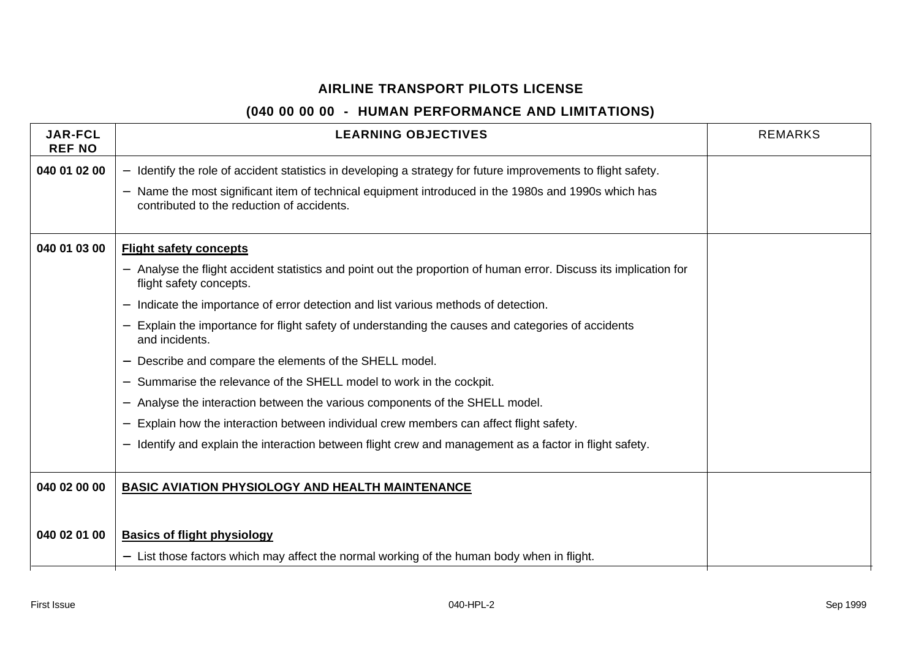**AIRLINE TRANSPORT PILOTS LICENSE**

**(040 00 00 00 - HUMAN PERFORMANCE AND LIMITATIONS)**

| JAR-FCL REF NO | LEARNING OBJECTIVES | REMARKS |
|---|---|---|
| 040 01 02 00 | – Identify the role of accident statistics in developing a strategy for future improvements to flight safety.<br>– Name the most significant item of technical equipment introduced in the 1980s and 1990s which has contributed to the reduction of accidents. | |
| 040 01 03 00 | **Flight safety concepts**<br>– Analyse the flight accident statistics and point out the proportion of human error. Discuss its implication for flight safety concepts.<br>– Indicate the importance of error detection and list various methods of detection.<br>– Explain the importance for flight safety of understanding the causes and categories of accidents and incidents.<br>– Describe and compare the elements of the SHELL model.<br>– Summarise the relevance of the SHELL model to work in the cockpit.<br>– Analyse the interaction between the various components of the SHELL model.<br>– Explain how the interaction between individual crew members can affect flight safety.<br>– Identify and explain the interaction between flight crew and management as a factor in flight safety. | |
| 040 02 00 00 | **BASIC AVIATION PHYSIOLOGY AND HEALTH MAINTENANCE** | |
| 040 02 01 00 | **Basics of flight physiology**<br>– List those factors which may affect the normal working of the human body when in flight. | |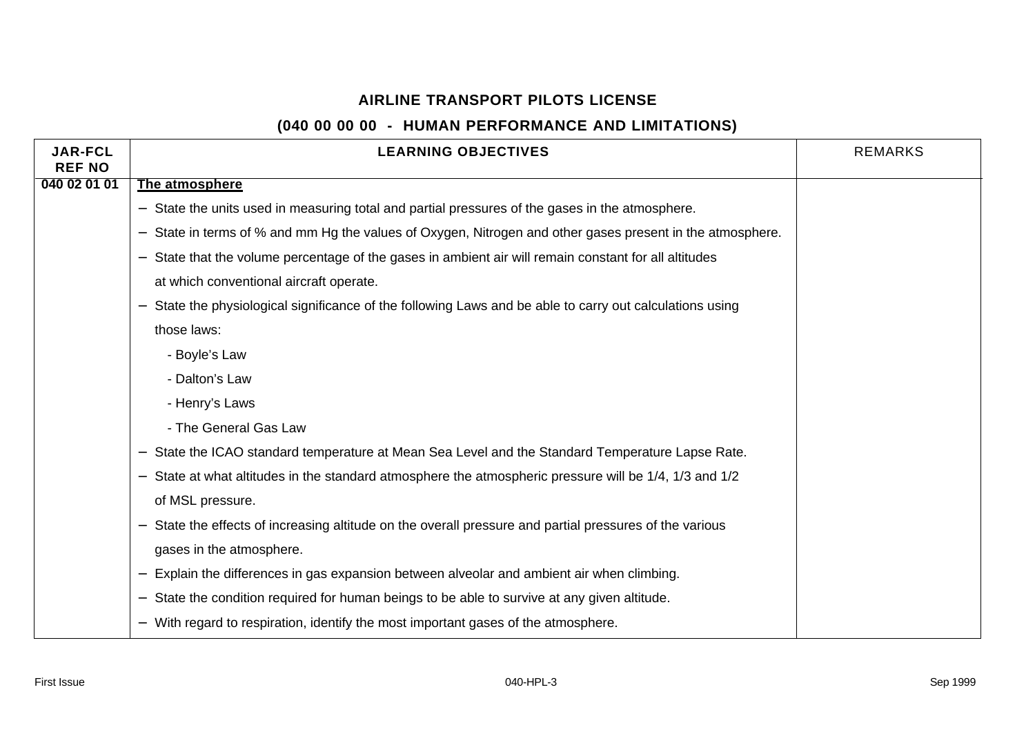# AIRLINE TRANSPORT PILOTS LICENSE

## (040 00 00 00 - HUMAN PERFORMANCE AND LIMITATIONS)

| JAR-FCL REF NO | LEARNING OBJECTIVES | REMARKS |
|---|---|---|
| 040 02 01 01 | **The atmosphere** | |
| | – State the units used in measuring total and partial pressures of the gases in the atmosphere. | |
| | – State in terms of % and mm Hg the values of Oxygen, Nitrogen and other gases present in the atmosphere. | |
| | – State that the volume percentage of the gases in ambient air will remain constant for all altitudes at which conventional aircraft operate. | |
| | – State the physiological significance of the following Laws and be able to carry out calculations using those laws:<br>- Boyle's Law<br>- Dalton's Law<br>- Henry's Laws<br>- The General Gas Law | |
| | – State the ICAO standard temperature at Mean Sea Level and the Standard Temperature Lapse Rate. | |
| | – State at what altitudes in the standard atmosphere the atmospheric pressure will be 1/4, 1/3 and 1/2 of MSL pressure. | |
| | – State the effects of increasing altitude on the overall pressure and partial pressures of the various gases in the atmosphere. | |
| | – Explain the differences in gas expansion between alveolar and ambient air when climbing. | |
| | – State the condition required for human beings to be able to survive at any given altitude. | |
| | – With regard to respiration, identify the most important gases of the atmosphere. | |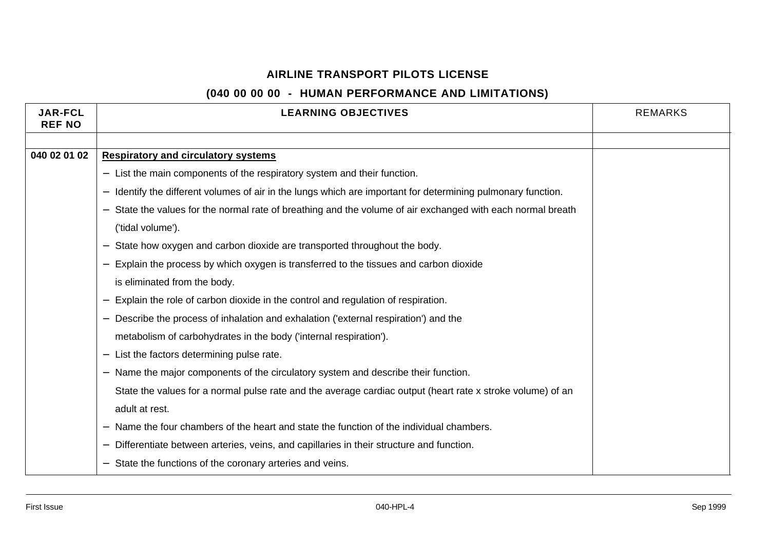## AIRLINE TRANSPORT PILOTS LICENSE

## (040 00 00 00 - HUMAN PERFORMANCE AND LIMITATIONS)

| JAR-FCL REF NO | LEARNING OBJECTIVES | REMARKS |
|---|---|---|
| | | |
| 040 02 01 02 | **Respiratory and circulatory systems**<br>− List the main components of the respiratory system and their function.<br>− Identify the different volumes of air in the lungs which are important for determining pulmonary function.<br>− State the values for the normal rate of breathing and the volume of air exchanged with each normal breath ('tidal volume').<br>− State how oxygen and carbon dioxide are transported throughout the body.<br>− Explain the process by which oxygen is transferred to the tissues and carbon dioxide is eliminated from the body.<br>− Explain the role of carbon dioxide in the control and regulation of respiration.<br>− Describe the process of inhalation and exhalation ('external respiration') and the metabolism of carbohydrates in the body ('internal respiration').<br>− List the factors determining pulse rate.<br>− Name the major components of the circulatory system and describe their function.<br>State the values for a normal pulse rate and the average cardiac output (heart rate x stroke volume) of an adult at rest.<br>− Name the four chambers of the heart and state the function of the individual chambers.<br>− Differentiate between arteries, veins, and capillaries in their structure and function.<br>− State the functions of the coronary arteries and veins. | |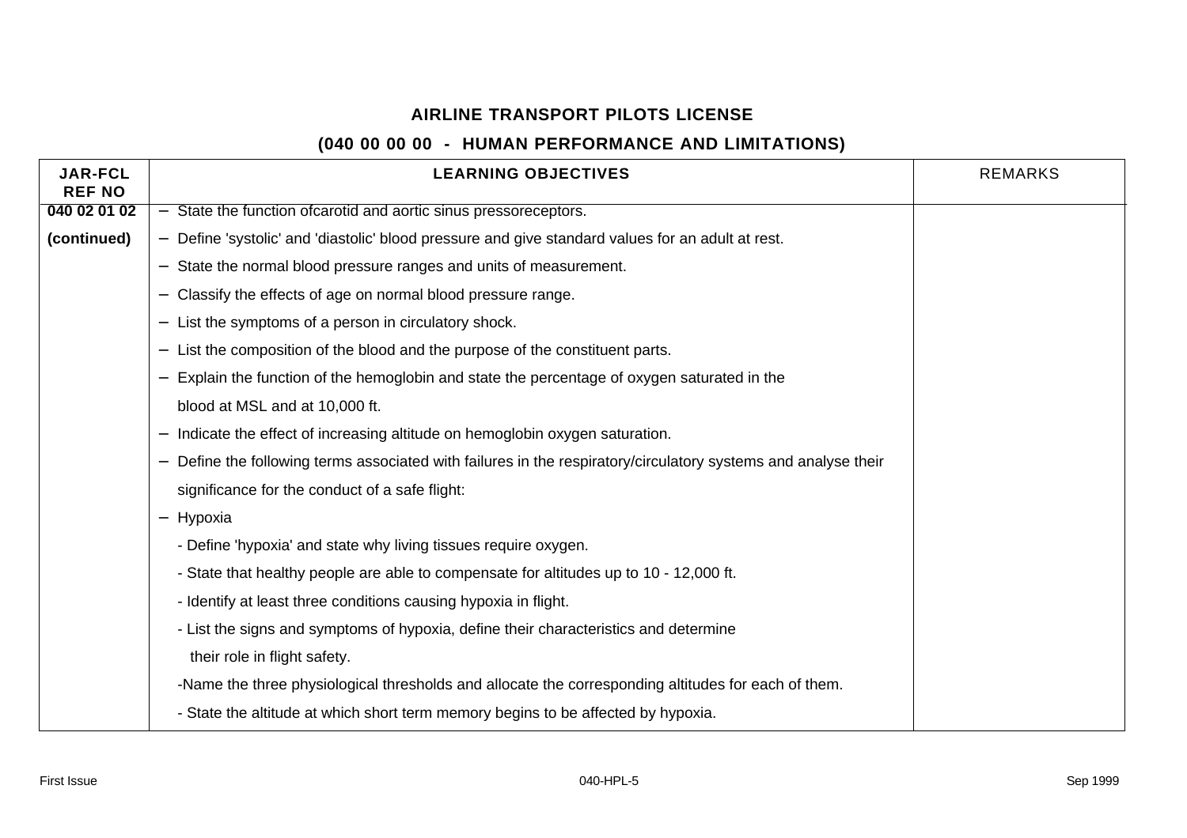**AIRLINE TRANSPORT PILOTS LICENSE**

**(040 00 00 00 - HUMAN PERFORMANCE AND LIMITATIONS)**

| JAR-FCL REF NO | LEARNING OBJECTIVES | REMARKS |
|---|---|---|
| **040 02 01 02** | – State the function ofcarotid and aortic sinus pressoreceptors. | |
| **(continued)** | – Define 'systolic' and 'diastolic' blood pressure and give standard values for an adult at rest. | |
| | – State the normal blood pressure ranges and units of measurement. | |
| | – Classify the effects of age on normal blood pressure range. | |
| | – List the symptoms of a person in circulatory shock. | |
| | – List the composition of the blood and the purpose of the constituent parts. | |
| | – Explain the function of the hemoglobin and state the percentage of oxygen saturated in the blood at MSL and at 10,000 ft. | |
| | – Indicate the effect of increasing altitude on hemoglobin oxygen saturation. | |
| | – Define the following terms associated with failures in the respiratory/circulatory systems and analyse their significance for the conduct of a safe flight: | |
| | – Hypoxia | |
| | - Define 'hypoxia' and state why living tissues require oxygen. | |
| | - State that healthy people are able to compensate for altitudes up to 10 - 12,000 ft. | |
| | - Identify at least three conditions causing hypoxia in flight. | |
| | - List the signs and symptoms of hypoxia, define their characteristics and determine their role in flight safety. | |
| | -Name the three physiological thresholds and allocate the corresponding altitudes for each of them. | |
| | - State the altitude at which short term memory begins to be affected by hypoxia. | |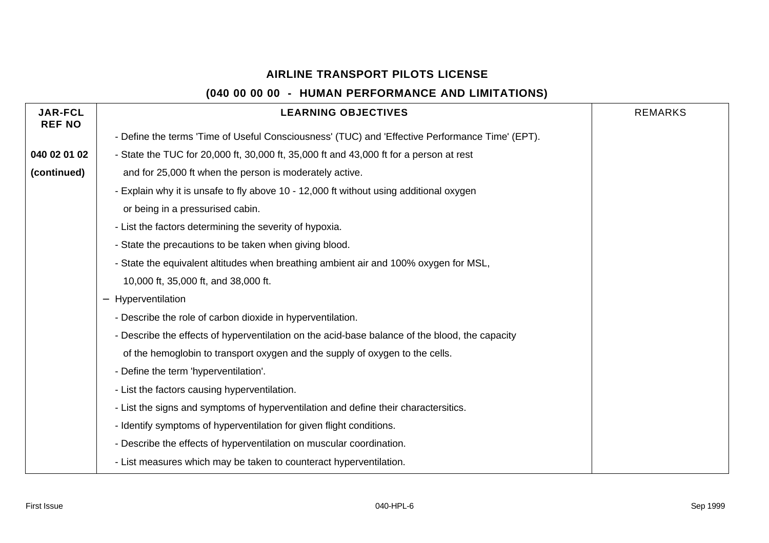## AIRLINE TRANSPORT PILOTS LICENSE

### (040 00 00 00 - HUMAN PERFORMANCE AND LIMITATIONS)

| JAR-FCL REF NO | LEARNING OBJECTIVES | REMARKS |
|---|---|---|
| | - Define the terms 'Time of Useful Consciousness' (TUC) and 'Effective Performance Time' (EPT). | |
| 040 02 01 02 (continued) | - State the TUC for 20,000 ft, 30,000 ft, 35,000 ft and 43,000 ft for a person at rest and for 25,000 ft when the person is moderately active. | |
| | - Explain why it is unsafe to fly above 10 - 12,000 ft without using additional oxygen or being in a pressurised cabin. | |
| | - List the factors determining the severity of hypoxia. | |
| | - State the precautions to be taken when giving blood. | |
| | - State the equivalent altitudes when breathing ambient air and 100% oxygen for MSL, 10,000 ft, 35,000 ft, and 38,000 ft. | |
| | – Hyperventilation | |
| | - Describe the role of carbon dioxide in hyperventilation. | |
| | - Describe the effects of hyperventilation on the acid-base balance of the blood, the capacity of the hemoglobin to transport oxygen and the supply of oxygen to the cells. | |
| | - Define the term 'hyperventilation'. | |
| | - List the factors causing hyperventilation. | |
| | - List the signs and symptoms of hyperventilation and define their charactersitics. | |
| | - Identify symptoms of hyperventilation for given flight conditions. | |
| | - Describe the effects of hyperventilation on muscular coordination. | |
| | - List measures which may be taken to counteract hyperventilation. | |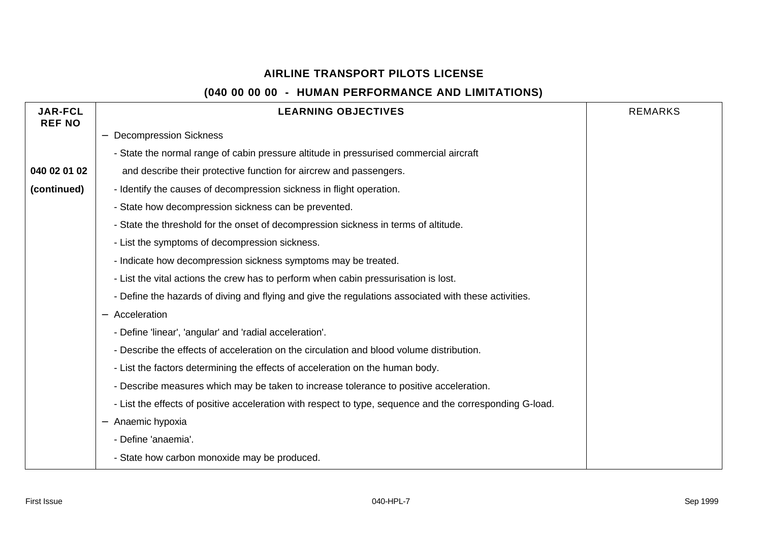## AIRLINE TRANSPORT PILOTS LICENSE

## (040 00 00 00 - HUMAN PERFORMANCE AND LIMITATIONS)

| JAR-FCL REF NO | LEARNING OBJECTIVES | REMARKS |
|---|---|---|
| 040 02 01 02 (continued) | – Decompression Sickness<br>- State the normal range of cabin pressure altitude in pressurised commercial aircraft and describe their protective function for aircrew and passengers.<br>- Identify the causes of decompression sickness in flight operation.<br>- State how decompression sickness can be prevented.<br>- State the threshold for the onset of decompression sickness in terms of altitude.<br>- List the symptoms of decompression sickness.<br>- Indicate how decompression sickness symptoms may be treated.<br>- List the vital actions the crew has to perform when cabin pressurisation is lost.<br>- Define the hazards of diving and flying and give the regulations associated with these activities.<br>– Acceleration<br>- Define 'linear', 'angular' and 'radial acceleration'.<br>- Describe the effects of acceleration on the circulation and blood volume distribution.<br>- List the factors determining the effects of acceleration on the human body.<br>- Describe measures which may be taken to increase tolerance to positive acceleration.<br>- List the effects of positive acceleration with respect to type, sequence and the corresponding G-load.<br>– Anaemic hypoxia<br>- Define 'anaemia'.<br>- State how carbon monoxide may be produced. | |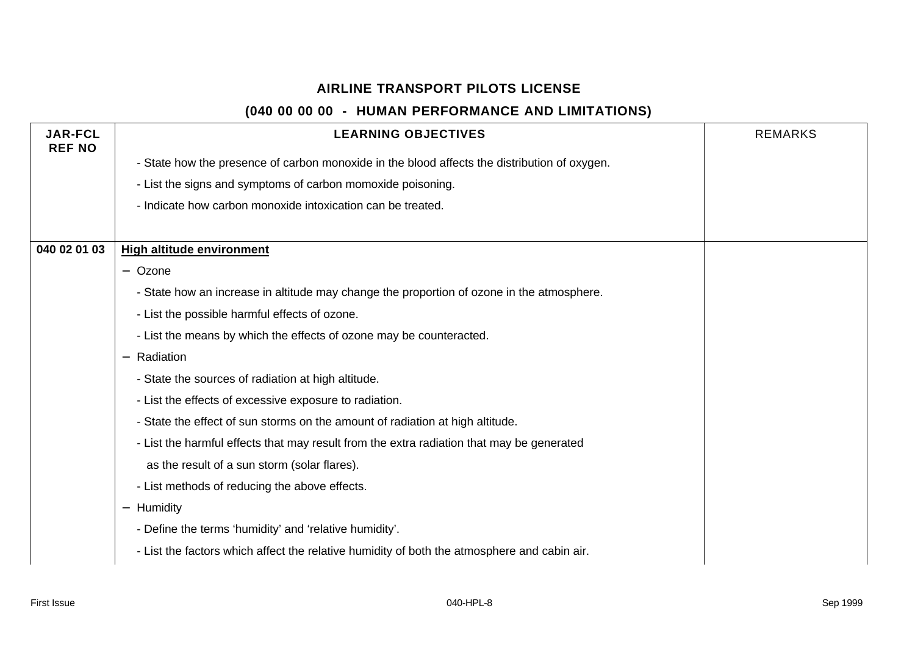## AIRLINE TRANSPORT PILOTS LICENSE

## (040 00 00 00 - HUMAN PERFORMANCE AND LIMITATIONS)

| JAR-FCL REF NO | LEARNING OBJECTIVES | REMARKS |
|---|---|---|
| | - State how the presence of carbon monoxide in the blood affects the distribution of oxygen.<br>- List the signs and symptoms of carbon momoxide poisoning.<br>- Indicate how carbon monoxide intoxication can be treated. | |
| **040 02 01 03** | **<u>High altitude environment</u>**<br>− Ozone<br>- State how an increase in altitude may change the proportion of ozone in the atmosphere.<br>- List the possible harmful effects of ozone.<br>- List the means by which the effects of ozone may be counteracted.<br>− Radiation<br>- State the sources of radiation at high altitude.<br>- List the effects of excessive exposure to radiation.<br>- State the effect of sun storms on the amount of radiation at high altitude.<br>- List the harmful effects that may result from the extra radiation that may be generated as the result of a sun storm (solar flares).<br>- List methods of reducing the above effects.<br>− Humidity<br>- Define the terms 'humidity' and 'relative humidity'.<br>- List the factors which affect the relative humidity of both the atmosphere and cabin air. | |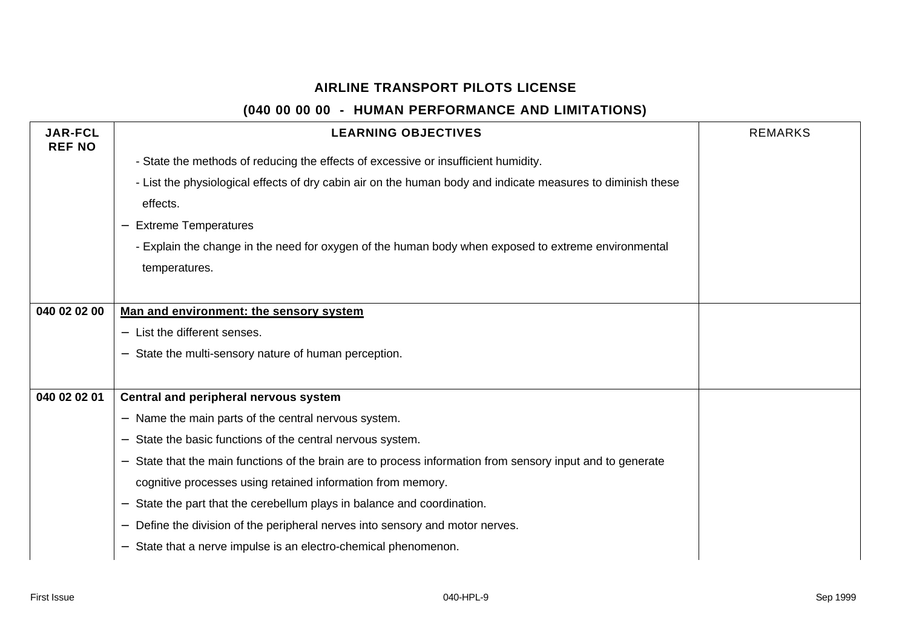## AIRLINE TRANSPORT PILOTS LICENSE

## (040 00 00 00 - HUMAN PERFORMANCE AND LIMITATIONS)

| JAR-FCL REF NO | LEARNING OBJECTIVES | REMARKS |
|---|---|---|
| | - State the methods of reducing the effects of excessive or insufficient humidity.<br>- List the physiological effects of dry cabin air on the human body and indicate measures to diminish these effects.<br>− Extreme Temperatures<br>- Explain the change in the need for oxygen of the human body when exposed to extreme environmental temperatures. | |
| 040 02 02 00 | **Man and environment: the sensory system**<br>− List the different senses.<br>− State the multi-sensory nature of human perception. | |
| 040 02 02 01 | **Central and peripheral nervous system**<br>− Name the main parts of the central nervous system.<br>− State the basic functions of the central nervous system.<br>− State that the main functions of the brain are to process information from sensory input and to generate cognitive processes using retained information from memory.<br>− State the part that the cerebellum plays in balance and coordination.<br>− Define the division of the peripheral nerves into sensory and motor nerves.<br>− State that a nerve impulse is an electro-chemical phenomenon. | |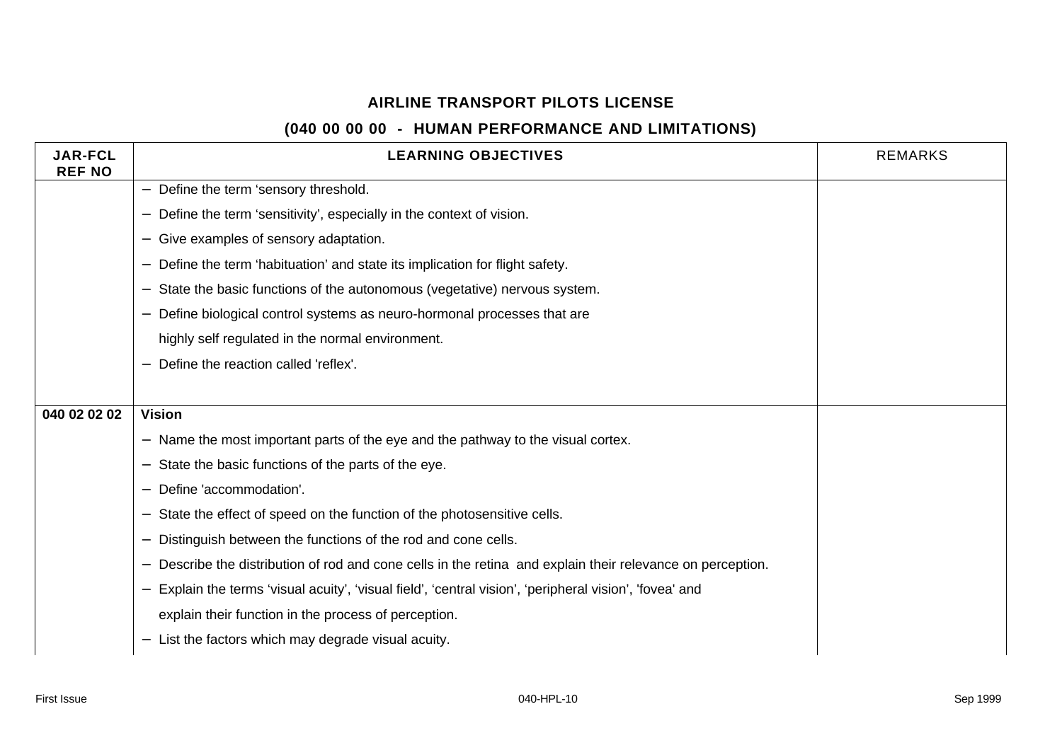**AIRLINE TRANSPORT PILOTS LICENSE**

**(040 00 00 00 - HUMAN PERFORMANCE AND LIMITATIONS)**

| JAR-FCL REF NO | LEARNING OBJECTIVES | REMARKS |
|---|---|---|
| | − Define the term ‘sensory threshold.<br>− Define the term ‘sensitivity’, especially in the context of vision.<br>− Give examples of sensory adaptation.<br>− Define the term ‘habituation’ and state its implication for flight safety.<br>− State the basic functions of the autonomous (vegetative) nervous system.<br>− Define biological control systems as neuro-hormonal processes that are highly self regulated in the normal environment.<br>− Define the reaction called 'reflex'. | |
| **040 02 02 02** | **Vision**<br>− Name the most important parts of the eye and the pathway to the visual cortex.<br>− State the basic functions of the parts of the eye.<br>− Define 'accommodation'.<br>− State the effect of speed on the function of the photosensitive cells.<br>− Distinguish between the functions of the rod and cone cells.<br>− Describe the distribution of rod and cone cells in the retina and explain their relevance on perception.<br>− Explain the terms ‘visual acuity’, ‘visual field’, ‘central vision’, ‘peripheral vision’, 'fovea' and explain their function in the process of perception.<br>− List the factors which may degrade visual acuity. | |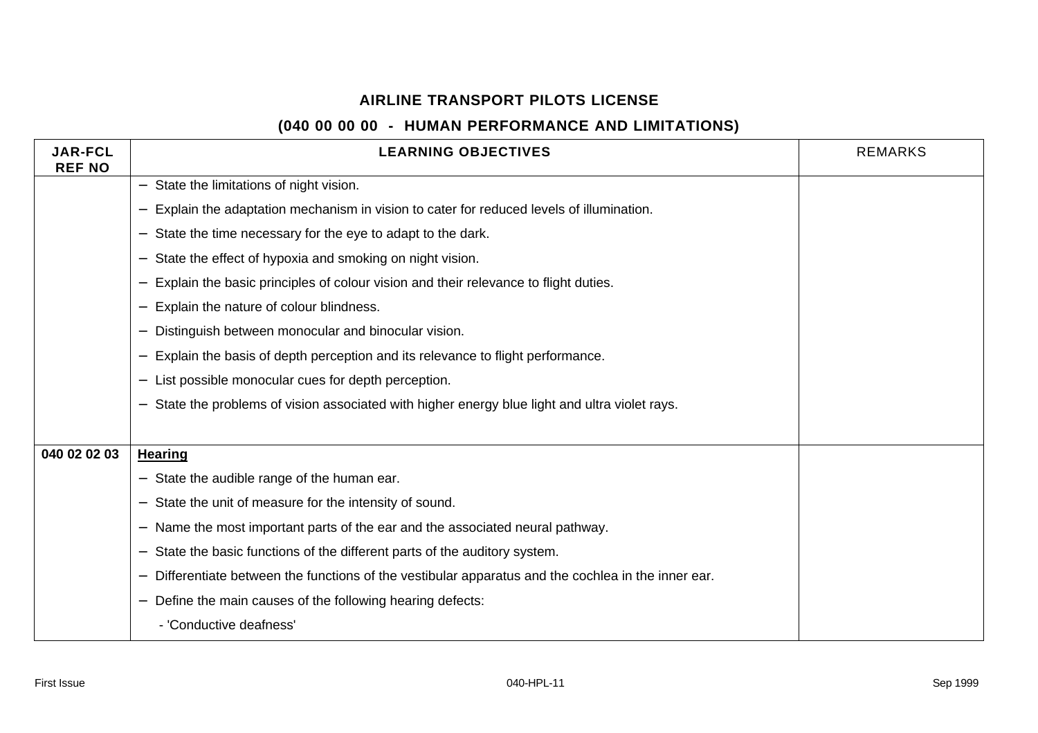**AIRLINE TRANSPORT PILOTS LICENSE**

**(040 00 00 00 - HUMAN PERFORMANCE AND LIMITATIONS)**

| JAR-FCL REF NO | LEARNING OBJECTIVES | REMARKS |
|---|---|---|
| | − State the limitations of night vision.<br>− Explain the adaptation mechanism in vision to cater for reduced levels of illumination.<br>− State the time necessary for the eye to adapt to the dark.<br>− State the effect of hypoxia and smoking on night vision.<br>− Explain the basic principles of colour vision and their relevance to flight duties.<br>− Explain the nature of colour blindness.<br>− Distinguish between monocular and binocular vision.<br>− Explain the basis of depth perception and its relevance to flight performance.<br>− List possible monocular cues for depth perception.<br>− State the problems of vision associated with higher energy blue light and ultra violet rays. | |
| **040 02 02 03** | **<u>Hearing</u>**<br>− State the audible range of the human ear.<br>− State the unit of measure for the intensity of sound.<br>− Name the most important parts of the ear and the associated neural pathway.<br>− State the basic functions of the different parts of the auditory system.<br>− Differentiate between the functions of the vestibular apparatus and the cochlea in the inner ear.<br>− Define the main causes of the following hearing defects:<br>  - 'Conductive deafness' | |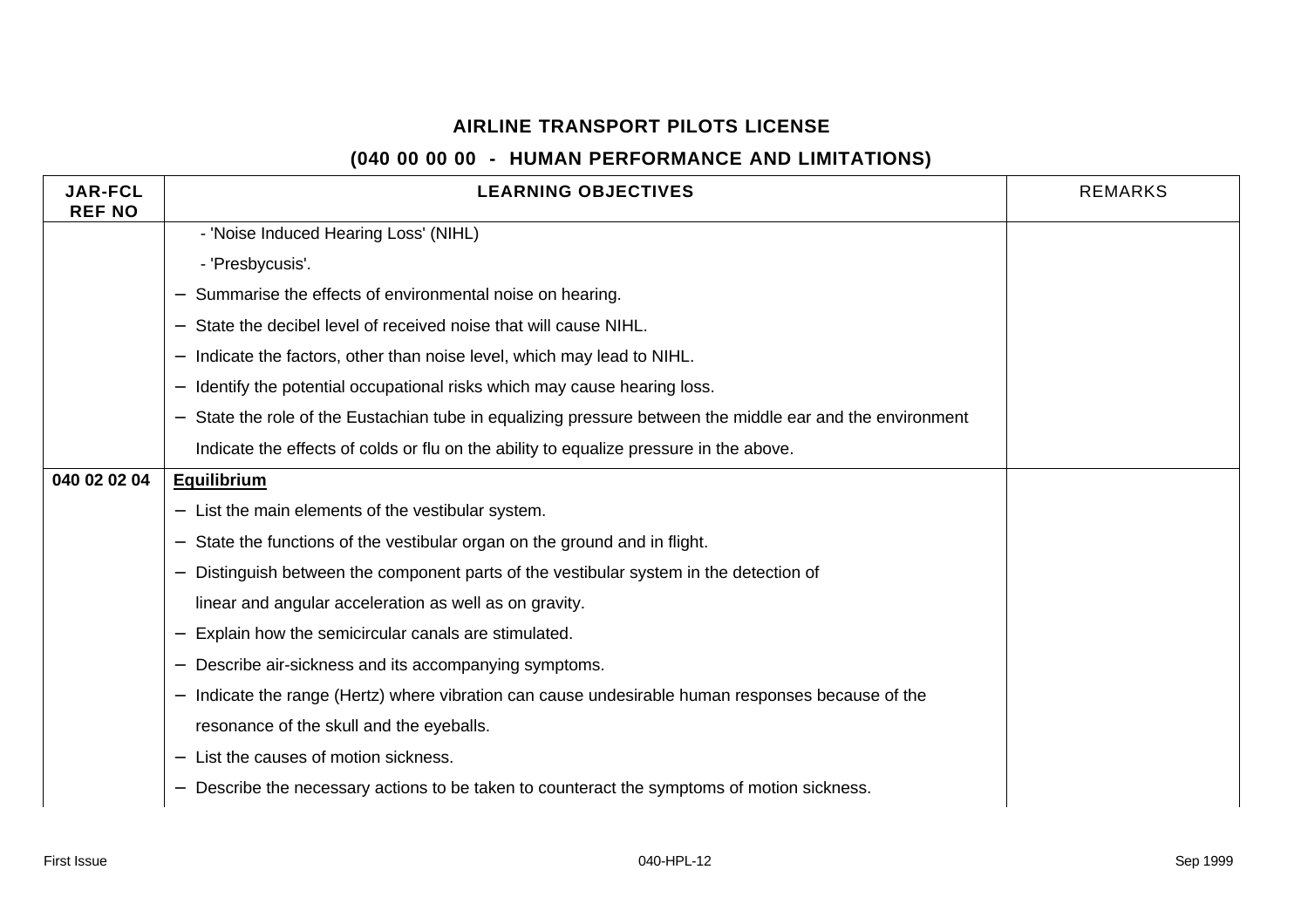# AIRLINE TRANSPORT PILOTS LICENSE

## (040 00 00 00 - HUMAN PERFORMANCE AND LIMITATIONS)

| JAR-FCL REF NO | LEARNING OBJECTIVES | REMARKS |
|---|---|---|
| | - 'Noise Induced Hearing Loss' (NIHL)<br>- 'Presbycusis'.<br>– Summarise the effects of environmental noise on hearing.<br>– State the decibel level of received noise that will cause NIHL.<br>– Indicate the factors, other than noise level, which may lead to NIHL.<br>– Identify the potential occupational risks which may cause hearing loss.<br>– State the role of the Eustachian tube in equalizing pressure between the middle ear and the environment<br>Indicate the effects of colds or flu on the ability to equalize pressure in the above. | |
| **040 02 02 04** | **Equilibrium**<br>– List the main elements of the vestibular system.<br>– State the functions of the vestibular organ on the ground and in flight.<br>– Distinguish between the component parts of the vestibular system in the detection of linear and angular acceleration as well as on gravity.<br>– Explain how the semicircular canals are stimulated.<br>– Describe air-sickness and its accompanying symptoms.<br>– Indicate the range (Hertz) where vibration can cause undesirable human responses because of the resonance of the skull and the eyeballs.<br>– List the causes of motion sickness.<br>– Describe the necessary actions to be taken to counteract the symptoms of motion sickness. | |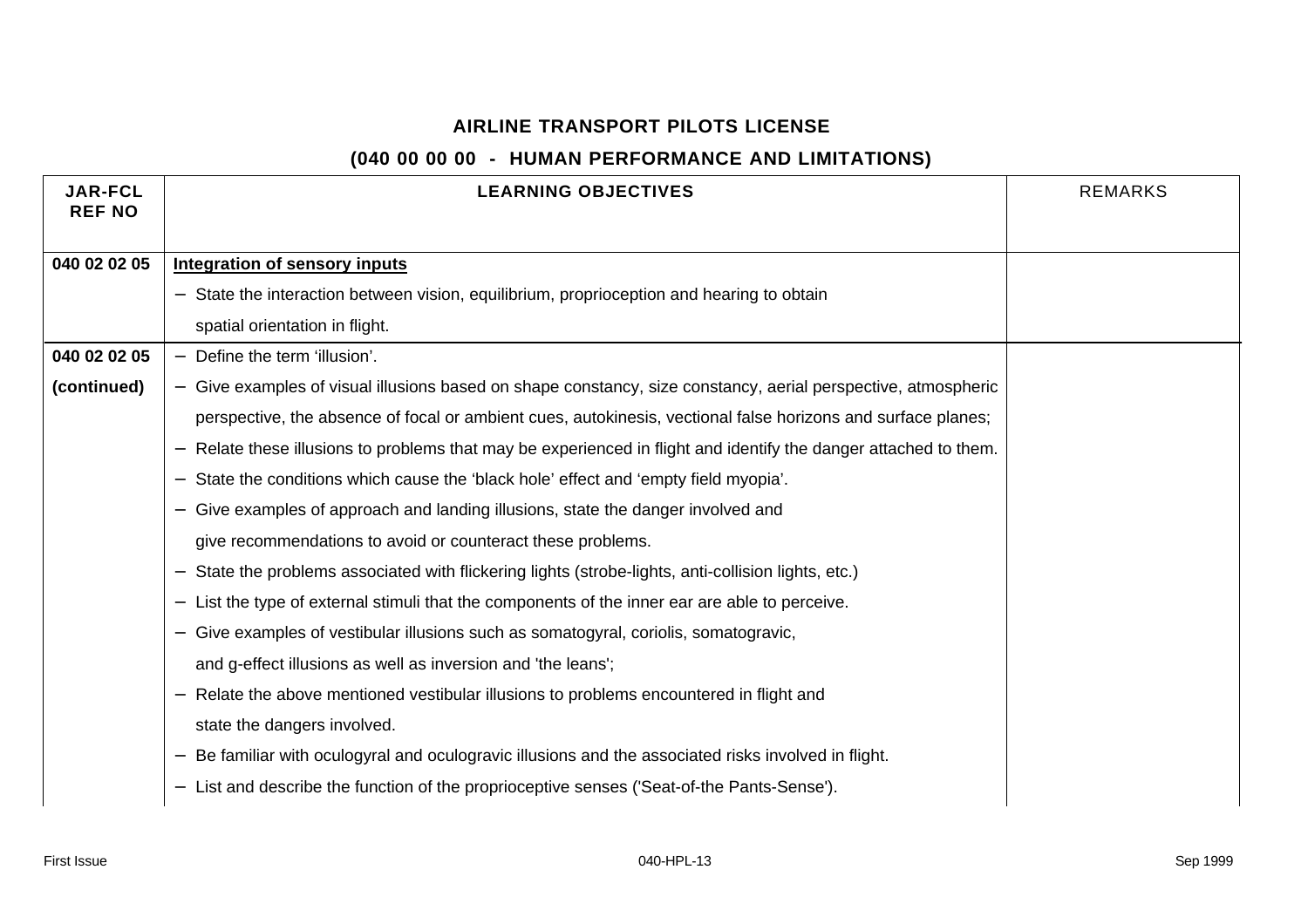## AIRLINE TRANSPORT PILOTS LICENSE

## (040 00 00 00 - HUMAN PERFORMANCE AND LIMITATIONS)

| JAR-FCL REF NO | LEARNING OBJECTIVES | REMARKS |
|---|---|---|
| 040 02 02 05 | **Integration of sensory inputs**<br>– State the interaction between vision, equilibrium, proprioception and hearing to obtain spatial orientation in flight. | |
| 040 02 02 05 (continued) | – Define the term 'illusion'.<br>– Give examples of visual illusions based on shape constancy, size constancy, aerial perspective, atmospheric perspective, the absence of focal or ambient cues, autokinesis, vectional false horizons and surface planes;<br>– Relate these illusions to problems that may be experienced in flight and identify the danger attached to them.<br>– State the conditions which cause the 'black hole' effect and 'empty field myopia'.<br>– Give examples of approach and landing illusions, state the danger involved and give recommendations to avoid or counteract these problems.<br>– State the problems associated with flickering lights (strobe-lights, anti-collision lights, etc.)<br>– List the type of external stimuli that the components of the inner ear are able to perceive.<br>– Give examples of vestibular illusions such as somatogyral, coriolis, somatogravic, and g-effect illusions as well as inversion and 'the leans';<br>– Relate the above mentioned vestibular illusions to problems encountered in flight and state the dangers involved.<br>– Be familiar with oculogyral and oculogravic illusions and the associated risks involved in flight.<br>– List and describe the function of the proprioceptive senses ('Seat-of-the Pants-Sense'). | |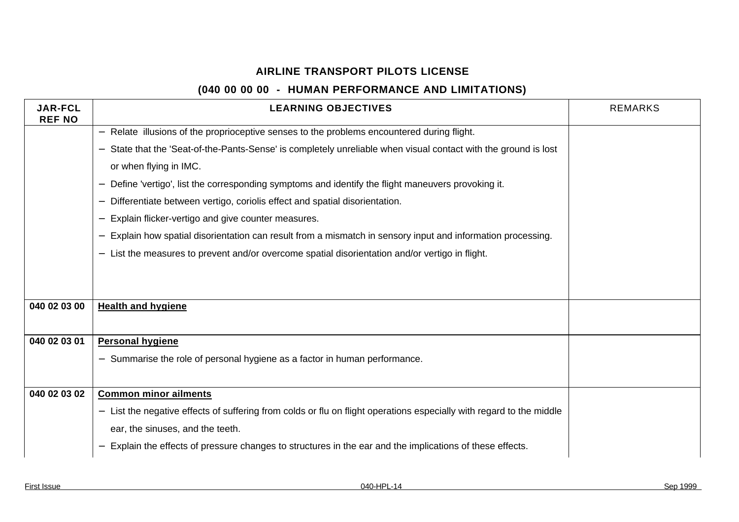**AIRLINE TRANSPORT PILOTS LICENSE**

**(040 00 00 00 - HUMAN PERFORMANCE AND LIMITATIONS)**

| JAR-FCL REF NO | LEARNING OBJECTIVES | REMARKS |
|---|---|---|
| | − Relate illusions of the proprioceptive senses to the problems encountered during flight.<br>− State that the 'Seat-of-the-Pants-Sense' is completely unreliable when visual contact with the ground is lost or when flying in IMC.<br>− Define 'vertigo', list the corresponding symptoms and identify the flight maneuvers provoking it.<br>− Differentiate between vertigo, coriolis effect and spatial disorientation.<br>− Explain flicker-vertigo and give counter measures.<br>− Explain how spatial disorientation can result from a mismatch in sensory input and information processing.<br>− List the measures to prevent and/or overcome spatial disorientation and/or vertigo in flight. | |
| **040 02 03 00** | **Health and hygiene** | |
| **040 02 03 01** | **Personal hygiene**<br>− Summarise the role of personal hygiene as a factor in human performance. | |
| **040 02 03 02** | **Common minor ailments**<br>− List the negative effects of suffering from colds or flu on flight operations especially with regard to the middle ear, the sinuses, and the teeth.<br>− Explain the effects of pressure changes to structures in the ear and the implications of these effects. | |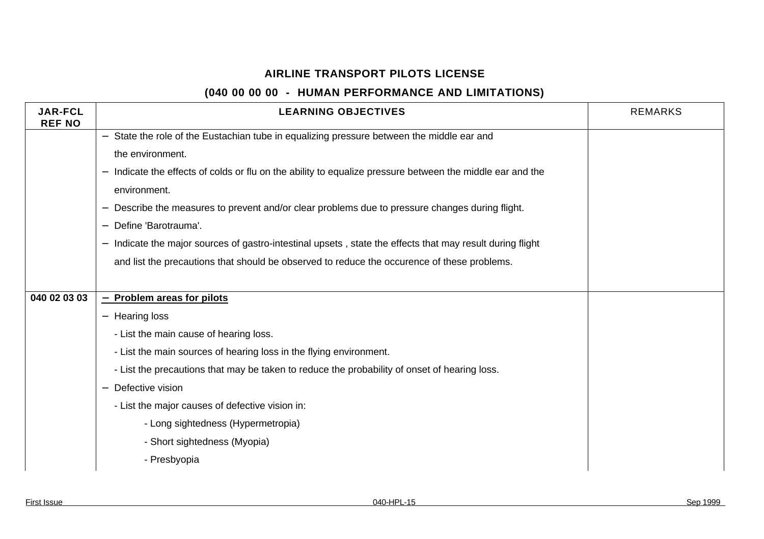**AIRLINE TRANSPORT PILOTS LICENSE**

**(040 00 00 00 - HUMAN PERFORMANCE AND LIMITATIONS)**

| JAR-FCL REF NO | LEARNING OBJECTIVES | REMARKS |
|---|---|---|
| | – State the role of the Eustachian tube in equalizing pressure between the middle ear and the environment.<br>– Indicate the effects of colds or flu on the ability to equalize pressure between the middle ear and the environment.<br>– Describe the measures to prevent and/or clear problems due to pressure changes during flight.<br>– Define 'Barotrauma'.<br>– Indicate the major sources of gastro-intestinal upsets , state the effects that may result during flight and list the precautions that should be observed to reduce the occurence of these problems. | |
| **040 02 03 03** | – **Problem areas for pilots**<br>– Hearing loss<br>- List the main cause of hearing loss.<br>- List the main sources of hearing loss in the flying environment.<br>- List the precautions that may be taken to reduce the probability of onset of hearing loss.<br>– Defective vision<br>- List the major causes of defective vision in:<br>- Long sightedness (Hypermetropia)<br>- Short sightedness (Myopia)<br>- Presbyopia | |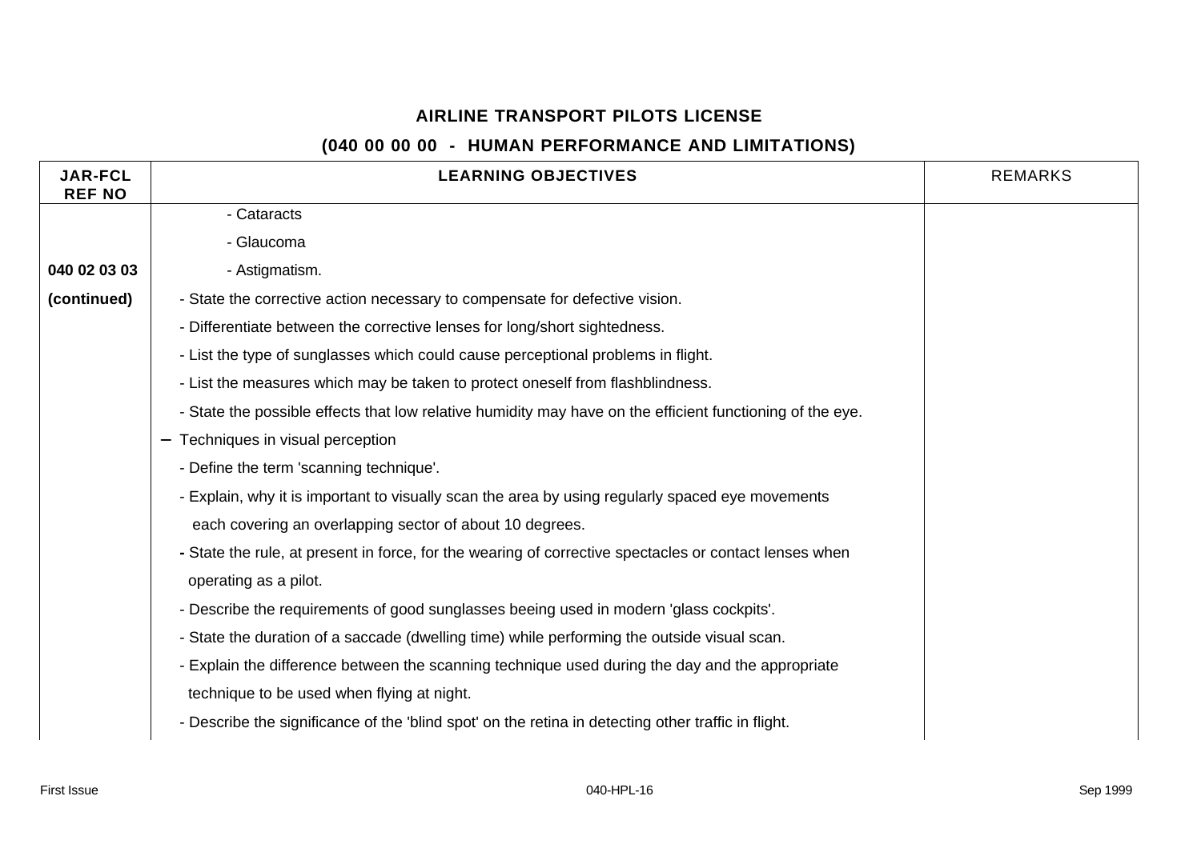# AIRLINE TRANSPORT PILOTS LICENSE

## (040 00 00 00 - HUMAN PERFORMANCE AND LIMITATIONS)

| JAR-FCL REF NO | LEARNING OBJECTIVES | REMARKS |
|---|---|---|
| | - Cataracts | |
| | - Glaucoma | |
| 040 02 03 03 | - Astigmatism. | |
| (continued) | - State the corrective action necessary to compensate for defective vision. | |
| | - Differentiate between the corrective lenses for long/short sightedness. | |
| | - List the type of sunglasses which could cause perceptional problems in flight. | |
| | - List the measures which may be taken to protect oneself from flashblindness. | |
| | - State the possible effects that low relative humidity may have on the efficient functioning of the eye. | |
| | – Techniques in visual perception | |
| | - Define the term 'scanning technique'. | |
| | - Explain, why it is important to visually scan the area by using regularly spaced eye movements each covering an overlapping sector of about 10 degrees. | |
| | - State the rule, at present in force, for the wearing of corrective spectacles or contact lenses when operating as a pilot. | |
| | - Describe the requirements of good sunglasses beeing used in modern 'glass cockpits'. | |
| | - State the duration of a saccade (dwelling time) while performing the outside visual scan. | |
| | - Explain the difference between the scanning technique used during the day and the appropriate technique to be used when flying at night. | |
| | - Describe the significance of the 'blind spot' on the retina in detecting other traffic in flight. | |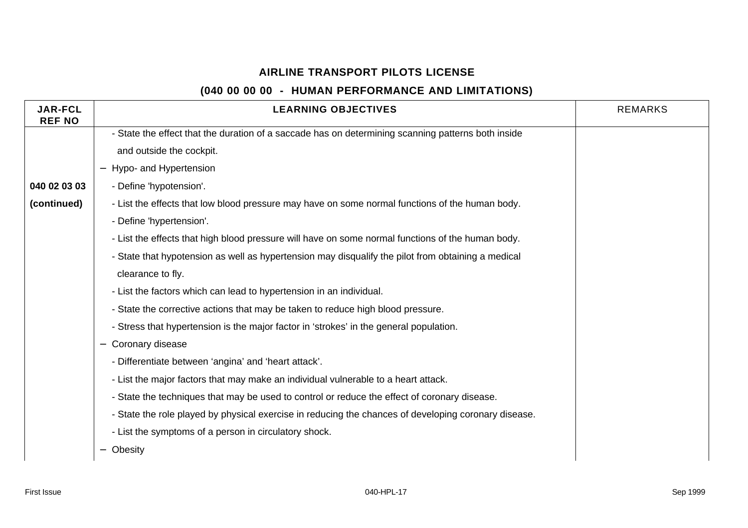## AIRLINE TRANSPORT PILOTS LICENSE

## (040 00 00 00 - HUMAN PERFORMANCE AND LIMITATIONS)

| JAR-FCL REF NO | LEARNING OBJECTIVES | REMARKS |
|---|---|---|
| | - State the effect that the duration of a saccade has on determining scanning patterns both inside and outside the cockpit. | |
| | – Hypo- and Hypertension | |
| **040 02 03 03** | - Define 'hypotension'. | |
| **(continued)** | - List the effects that low blood pressure may have on some normal functions of the human body. | |
| | - Define 'hypertension'. | |
| | - List the effects that high blood pressure will have on some normal functions of the human body. | |
| | - State that hypotension as well as hypertension may disqualify the pilot from obtaining a medical clearance to fly. | |
| | - List the factors which can lead to hypertension in an individual. | |
| | - State the corrective actions that may be taken to reduce high blood pressure. | |
| | - Stress that hypertension is the major factor in 'strokes' in the general population. | |
| | – Coronary disease | |
| | - Differentiate between 'angina' and 'heart attack'. | |
| | - List the major factors that may make an individual vulnerable to a heart attack. | |
| | - State the techniques that may be used to control or reduce the effect of coronary disease. | |
| | - State the role played by physical exercise in reducing the chances of developing coronary disease. | |
| | - List the symptoms of a person in circulatory shock. | |
| | – Obesity | |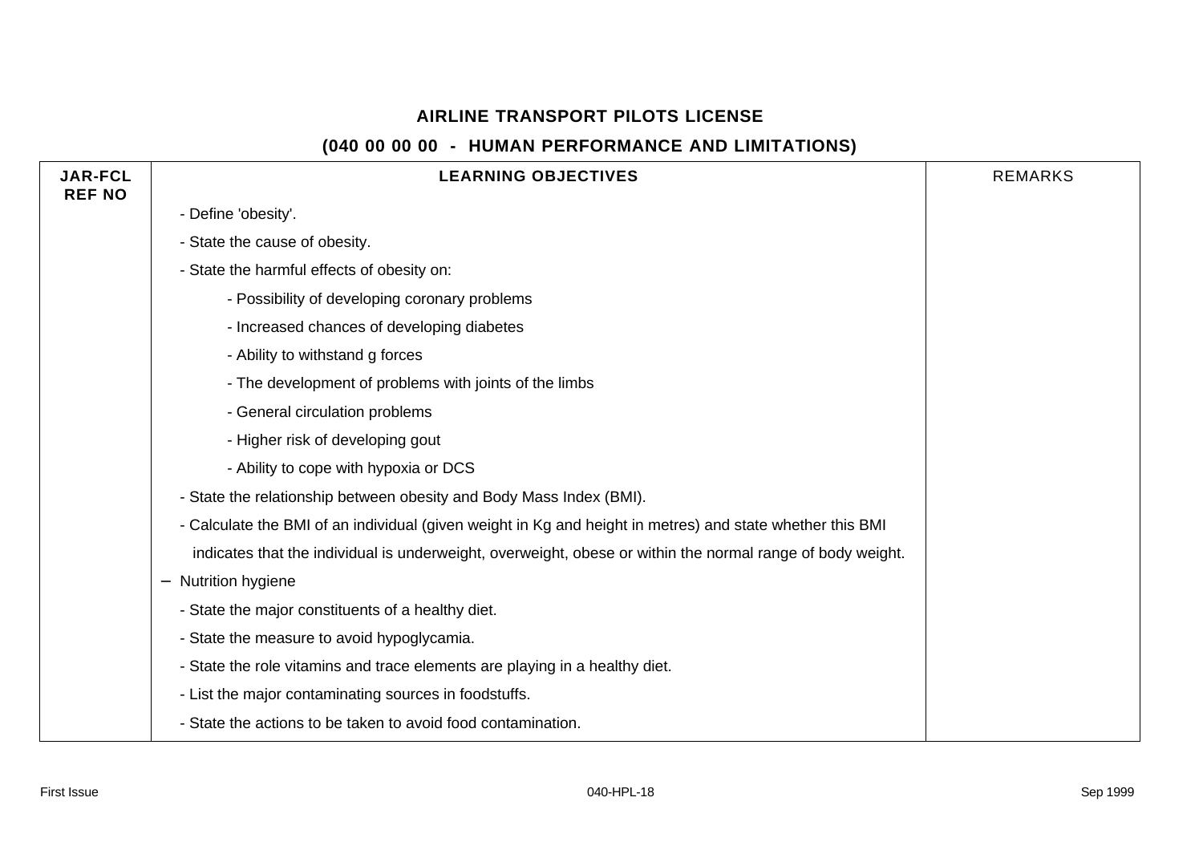## AIRLINE TRANSPORT PILOTS LICENSE

## (040 00 00 00 - HUMAN PERFORMANCE AND LIMITATIONS)

| JAR-FCL REF NO | LEARNING OBJECTIVES | REMARKS |
|---|---|---|
| | - Define 'obesity'. | |
| | - State the cause of obesity. | |
| | - State the harmful effects of obesity on: | |
| | &nbsp;&nbsp;&nbsp;&nbsp;- Possibility of developing coronary problems | |
| | &nbsp;&nbsp;&nbsp;&nbsp;- Increased chances of developing diabetes | |
| | &nbsp;&nbsp;&nbsp;&nbsp;- Ability to withstand g forces | |
| | &nbsp;&nbsp;&nbsp;&nbsp;- The development of problems with joints of the limbs | |
| | &nbsp;&nbsp;&nbsp;&nbsp;- General circulation problems | |
| | &nbsp;&nbsp;&nbsp;&nbsp;- Higher risk of developing gout | |
| | &nbsp;&nbsp;&nbsp;&nbsp;- Ability to cope with hypoxia or DCS | |
| | - State the relationship between obesity and Body Mass Index (BMI). | |
| | - Calculate the BMI of an individual (given weight in Kg and height in metres) and state whether this BMI indicates that the individual is underweight, overweight, obese or within the normal range of body weight. | |
| | – Nutrition hygiene | |
| | - State the major constituents of a healthy diet. | |
| | - State the measure to avoid hypoglycamia. | |
| | - State the role vitamins and trace elements are playing in a healthy diet. | |
| | - List the major contaminating sources in foodstuffs. | |
| | - State the actions to be taken to avoid food contamination. | |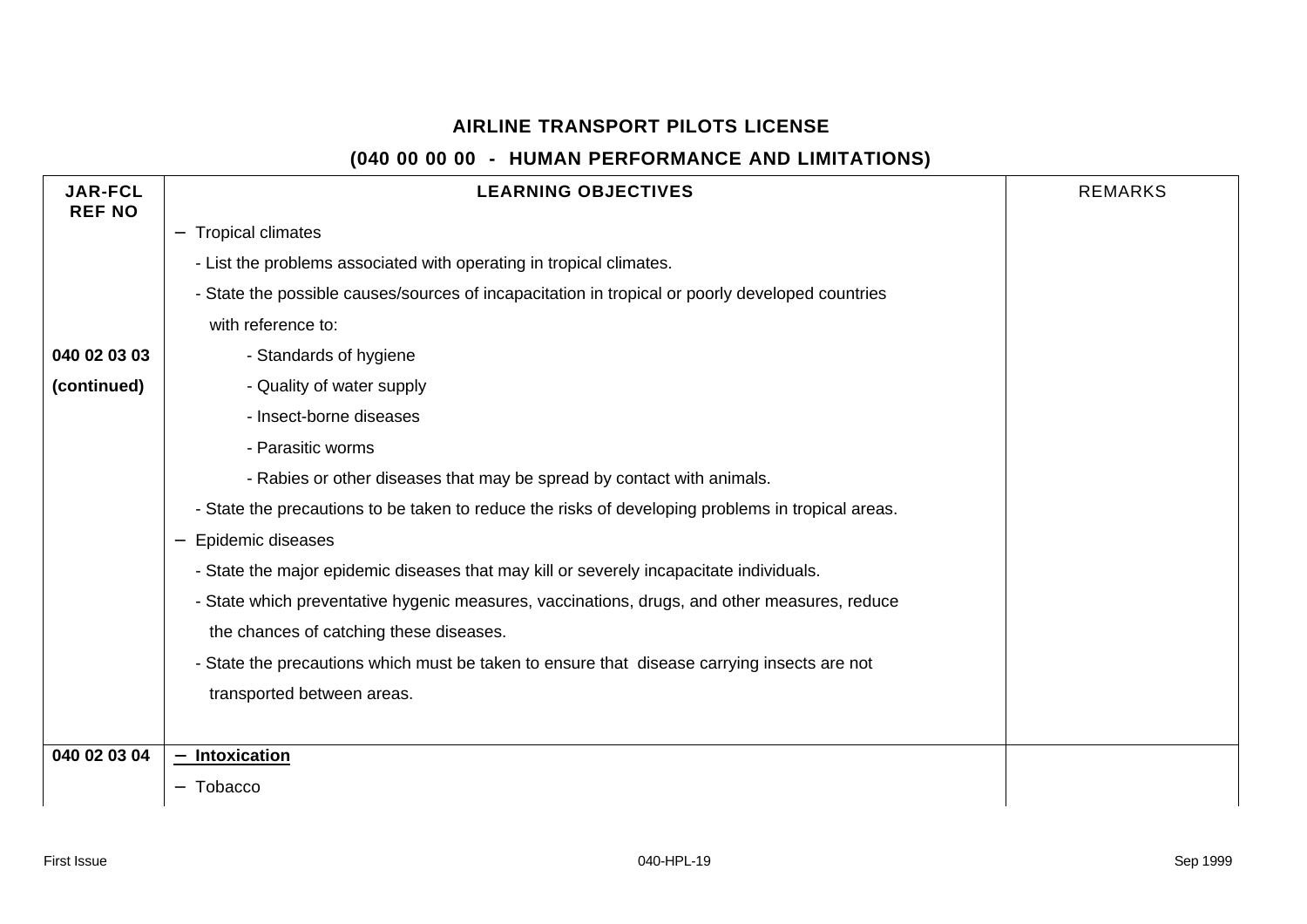**AIRLINE TRANSPORT PILOTS LICENSE**

**(040 00 00 00 - HUMAN PERFORMANCE AND LIMITATIONS)**

| JAR-FCL REF NO | LEARNING OBJECTIVES | REMARKS |
|---|---|---|
| | – Tropical climates | |
| | - List the problems associated with operating in tropical climates. | |
| | - State the possible causes/sources of incapacitation in tropical or poorly developed countries with reference to: | |
| 040 02 03 03 | - Standards of hygiene | |
| (continued) | - Quality of water supply | |
| | - Insect-borne diseases | |
| | - Parasitic worms | |
| | - Rabies or other diseases that may be spread by contact with animals. | |
| | - State the precautions to be taken to reduce the risks of developing problems in tropical areas. | |
| | – Epidemic diseases | |
| | - State the major epidemic diseases that may kill or severely incapacitate individuals. | |
| | - State which preventative hygenic measures, vaccinations, drugs, and other measures, reduce the chances of catching these diseases. | |
| | - State the precautions which must be taken to ensure that disease carrying insects are not transported between areas. | |
| **040 02 03 04** | **– Intoxication** | |
| | – Tobacco | |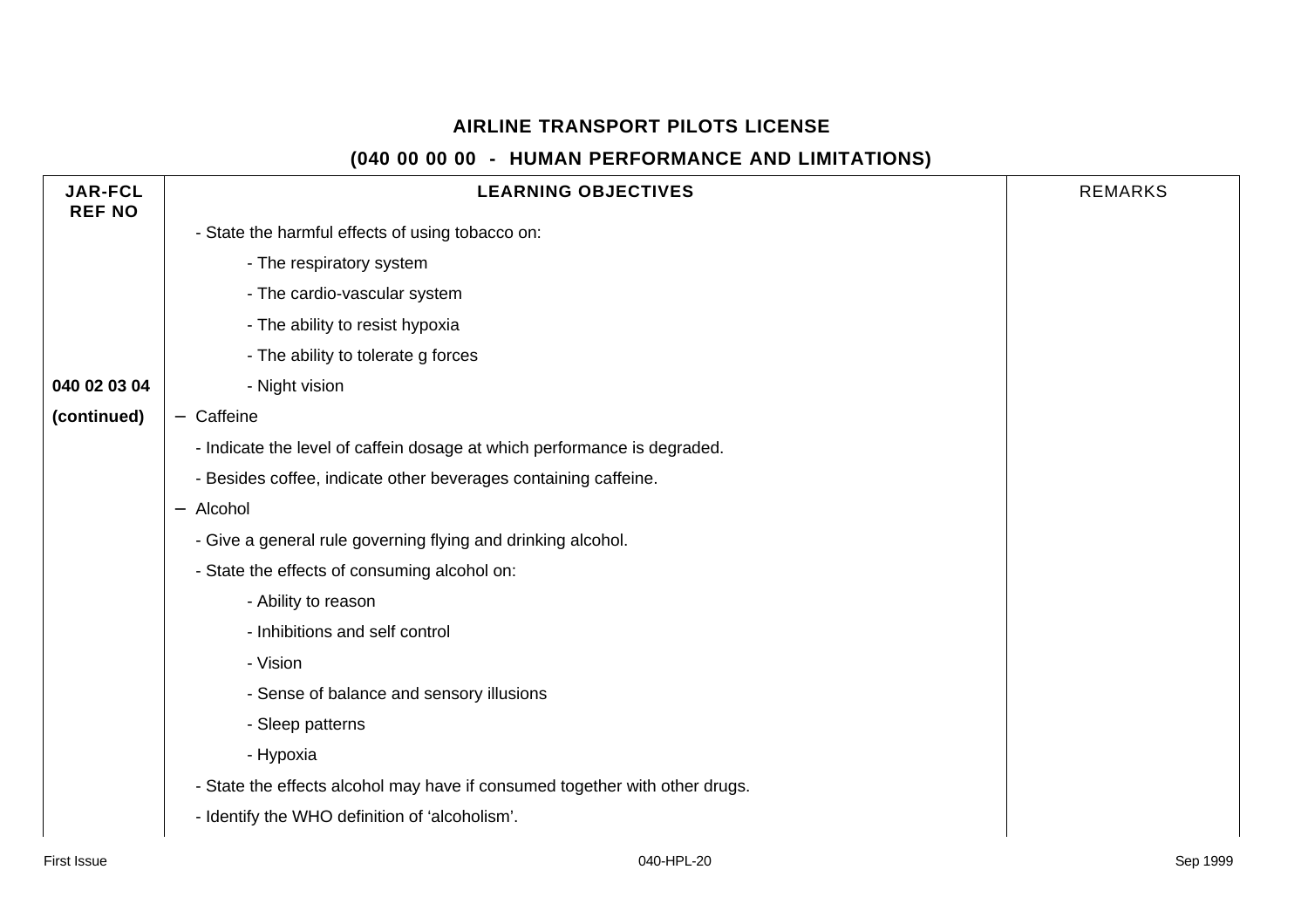## AIRLINE TRANSPORT PILOTS LICENSE

## (040 00 00 00 - HUMAN PERFORMANCE AND LIMITATIONS)

| JAR-FCL REF NO | LEARNING OBJECTIVES | REMARKS |
|---|---|---|
| | - State the harmful effects of using tobacco on: | |
| | - The respiratory system | |
| | - The cardio-vascular system | |
| | - The ability to resist hypoxia | |
| | - The ability to tolerate g forces | |
| **040 02 03 04** | - Night vision | |
| **(continued)** | – Caffeine | |
| | - Indicate the level of caffein dosage at which performance is degraded. | |
| | - Besides coffee, indicate other beverages containing caffeine. | |
| | – Alcohol | |
| | - Give a general rule governing flying and drinking alcohol. | |
| | - State the effects of consuming alcohol on: | |
| | - Ability to reason | |
| | - Inhibitions and self control | |
| | - Vision | |
| | - Sense of balance and sensory illusions | |
| | - Sleep patterns | |
| | - Hypoxia | |
| | - State the effects alcohol may have if consumed together with other drugs. | |
| | - Identify the WHO definition of 'alcoholism'. | |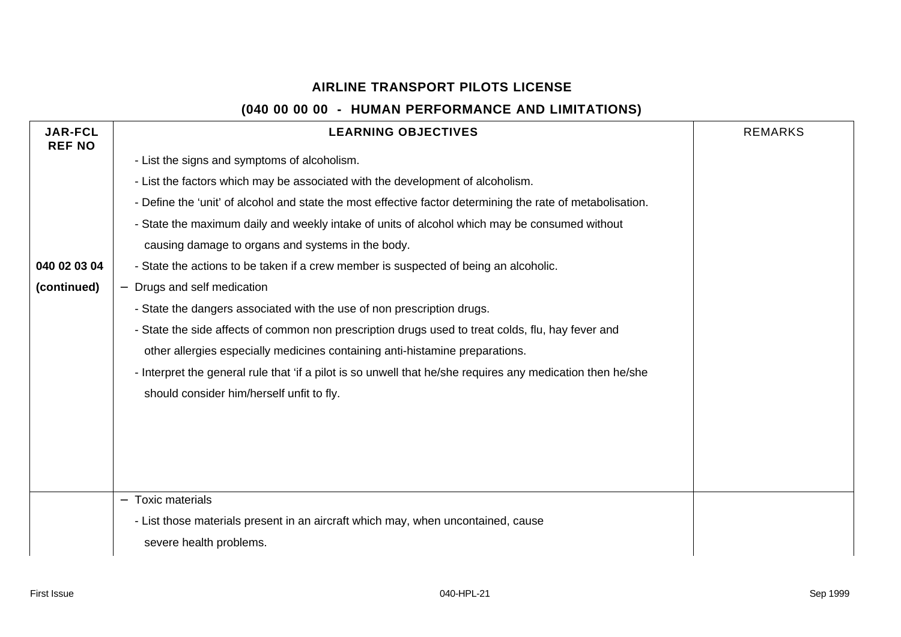## AIRLINE TRANSPORT PILOTS LICENSE

## (040 00 00 00 - HUMAN PERFORMANCE AND LIMITATIONS)

| JAR-FCL REF NO | LEARNING OBJECTIVES | REMARKS |
|---|---|---|
| 040 02 03 04 (continued) | - List the signs and symptoms of alcoholism.<br>- List the factors which may be associated with the development of alcoholism.<br>- Define the 'unit' of alcohol and state the most effective factor determining the rate of metabolisation.<br>- State the maximum daily and weekly intake of units of alcohol which may be consumed without causing damage to organs and systems in the body.<br>- State the actions to be taken if a crew member is suspected of being an alcoholic.<br>– Drugs and self medication<br>- State the dangers associated with the use of non prescription drugs.<br>- State the side affects of common non prescription drugs used to treat colds, flu, hay fever and other allergies especially medicines containing anti-histamine preparations.<br>- Interpret the general rule that 'if a pilot is so unwell that he/she requires any medication then he/she should consider him/herself unfit to fly. | |
| | – Toxic materials<br>- List those materials present in an aircraft which may, when uncontained, cause severe health problems. | |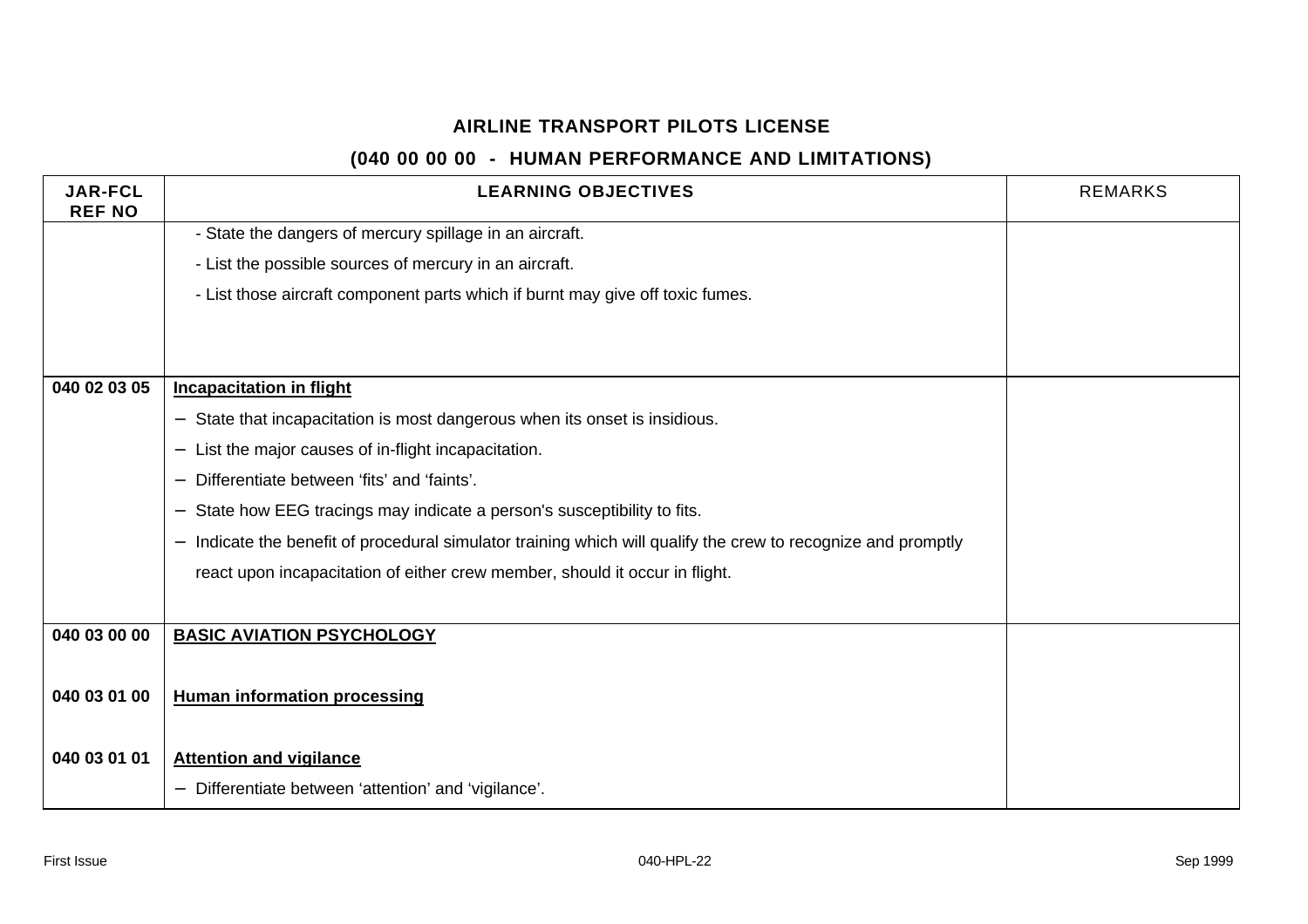# AIRLINE TRANSPORT PILOTS LICENSE

## (040 00 00 00 - HUMAN PERFORMANCE AND LIMITATIONS)

| JAR-FCL REF NO | LEARNING OBJECTIVES | REMARKS |
|---|---|---|
| | - State the dangers of mercury spillage in an aircraft.<br>- List the possible sources of mercury in an aircraft.<br>- List those aircraft component parts which if burnt may give off toxic fumes. | |
| 040 02 03 05 | **Incapacitation in flight**<br>− State that incapacitation is most dangerous when its onset is insidious.<br>− List the major causes of in-flight incapacitation.<br>− Differentiate between 'fits' and 'faints'.<br>− State how EEG tracings may indicate a person's susceptibility to fits.<br>− Indicate the benefit of procedural simulator training which will qualify the crew to recognize and promptly react upon incapacitation of either crew member, should it occur in flight. | |
| 040 03 00 00 | **BASIC AVIATION PSYCHOLOGY** | |
| 040 03 01 00 | **Human information processing** | |
| 040 03 01 01 | **Attention and vigilance**<br>− Differentiate between 'attention' and 'vigilance'. | |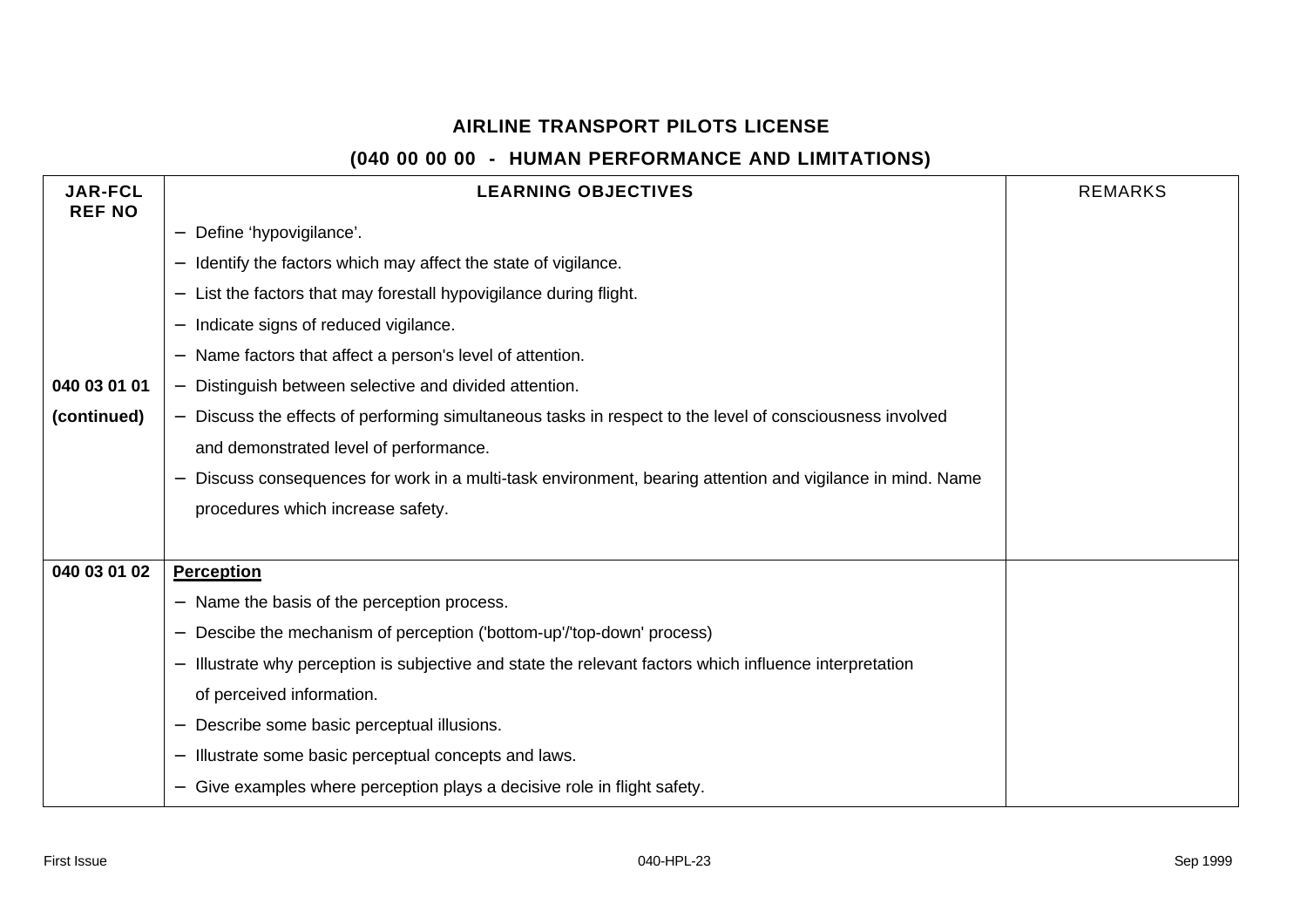## AIRLINE TRANSPORT PILOTS LICENSE

## (040 00 00 00 - HUMAN PERFORMANCE AND LIMITATIONS)

| JAR-FCL REF NO | LEARNING OBJECTIVES | REMARKS |
|---|---|---|
| 040 03 01 01 (continued) | – Define ‘hypovigilance’.<br>– Identify the factors which may affect the state of vigilance.<br>– List the factors that may forestall hypovigilance during flight.<br>– Indicate signs of reduced vigilance.<br>– Name factors that affect a person's level of attention.<br>– Distinguish between selective and divided attention.<br>– Discuss the effects of performing simultaneous tasks in respect to the level of consciousness involved and demonstrated level of performance.<br>– Discuss consequences for work in a multi-task environment, bearing attention and vigilance in mind. Name procedures which increase safety. | |
| 040 03 01 02 | **<u>Perception</u>**<br>– Name the basis of the perception process.<br>– Descibe the mechanism of perception ('bottom-up'/'top-down' process)<br>– Illustrate why perception is subjective and state the relevant factors which influence interpretation of perceived information.<br>– Describe some basic perceptual illusions.<br>– Illustrate some basic perceptual concepts and laws.<br>– Give examples where perception plays a decisive role in flight safety. | |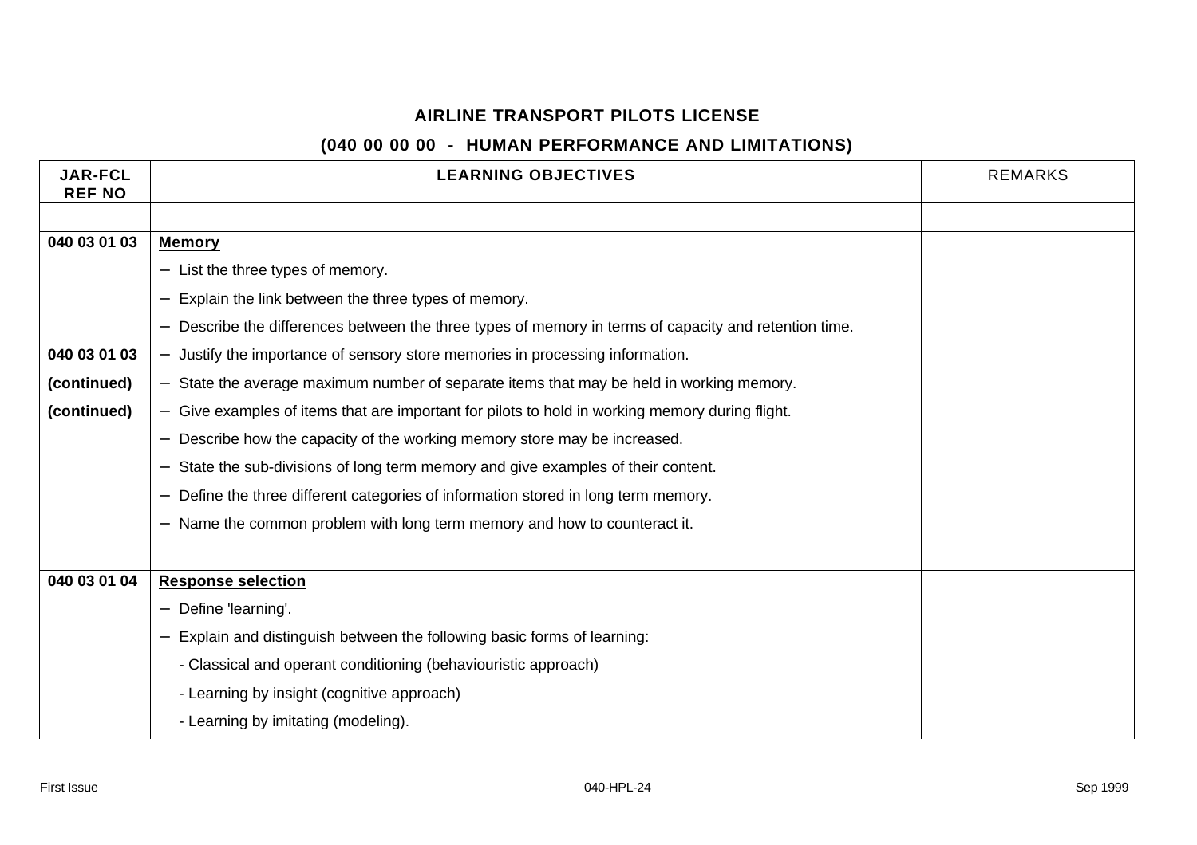# AIRLINE TRANSPORT PILOTS LICENSE

## (040 00 00 00 - HUMAN PERFORMANCE AND LIMITATIONS)

| JAR-FCL REF NO | LEARNING OBJECTIVES | REMARKS |
|---|---|---|
| | | |
| 040 03 01 03 | **Memory** | |
| | − List the three types of memory. | |
| | − Explain the link between the three types of memory. | |
| | − Describe the differences between the three types of memory in terms of capacity and retention time. | |
| 040 03 01 03 | − Justify the importance of sensory store memories in processing information. | |
| (continued) | − State the average maximum number of separate items that may be held in working memory. | |
| (continued) | − Give examples of items that are important for pilots to hold in working memory during flight. | |
| | − Describe how the capacity of the working memory store may be increased. | |
| | − State the sub-divisions of long term memory and give examples of their content. | |
| | − Define the three different categories of information stored in long term memory. | |
| | − Name the common problem with long term memory and how to counteract it. | |
| | | |
| 040 03 01 04 | **Response selection** | |
| | − Define 'learning'. | |
| | − Explain and distinguish between the following basic forms of learning: | |
| | - Classical and operant conditioning (behaviouristic approach) | |
| | - Learning by insight (cognitive approach) | |
| | - Learning by imitating (modeling). | |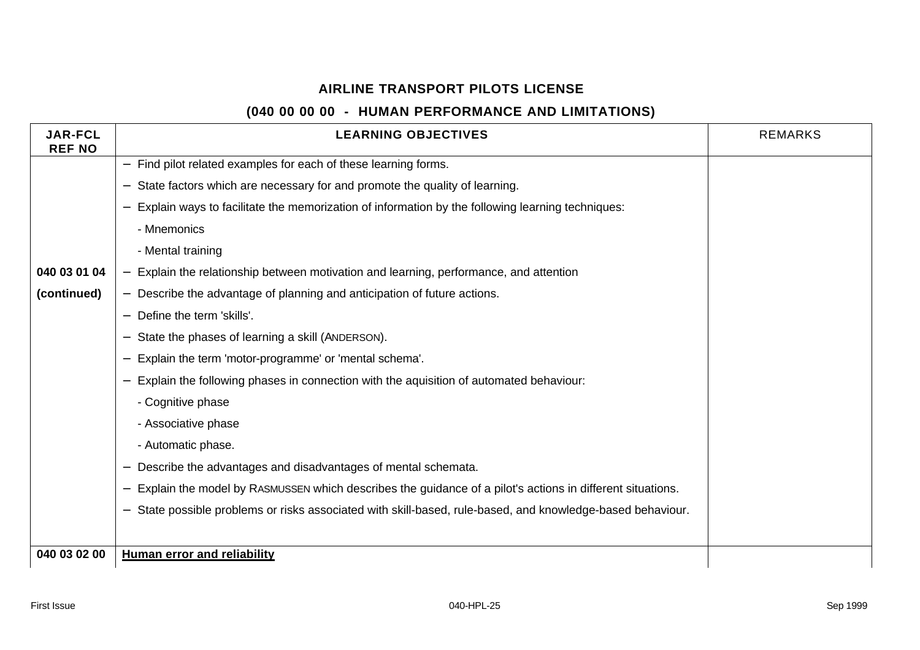## AIRLINE TRANSPORT PILOTS LICENSE

## (040 00 00 00 - HUMAN PERFORMANCE AND LIMITATIONS)

| JAR-FCL REF NO | LEARNING OBJECTIVES | REMARKS |
|---|---|---|
| 040 03 01 04 (continued) | – Find pilot related examples for each of these learning forms. | |
| | – State factors which are necessary for and promote the quality of learning. | |
| | – Explain ways to facilitate the memorization of information by the following learning techniques:<br>- Mnemonics<br>- Mental training | |
| | – Explain the relationship between motivation and learning, performance, and attention | |
| | – Describe the advantage of planning and anticipation of future actions. | |
| | – Define the term 'skills'. | |
| | – State the phases of learning a skill (ANDERSON). | |
| | – Explain the term 'motor-programme' or 'mental schema'. | |
| | – Explain the following phases in connection with the aquisition of automated behaviour:<br>- Cognitive phase<br>- Associative phase<br>- Automatic phase. | |
| | – Describe the advantages and disadvantages of mental schemata. | |
| | – Explain the model by RASMUSSEN which describes the guidance of a pilot's actions in different situations. | |
| | – State possible problems or risks associated with skill-based, rule-based, and knowledge-based behaviour. | |
| 040 03 02 00 | **Human error and reliability** | |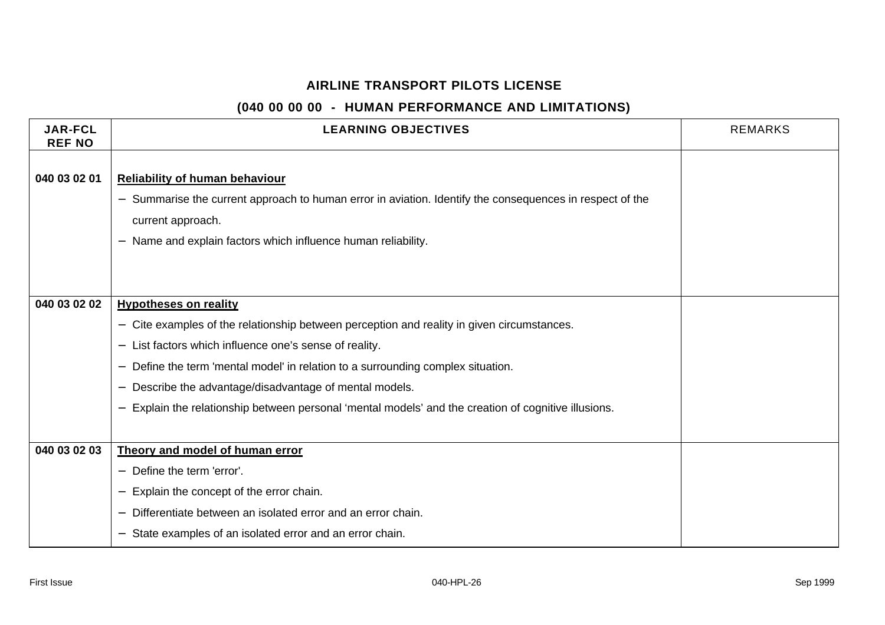**AIRLINE TRANSPORT PILOTS LICENSE**

**(040 00 00 00 - HUMAN PERFORMANCE AND LIMITATIONS)**

| JAR-FCL REF NO | LEARNING OBJECTIVES | REMARKS |
|---|---|---|
| **040 03 02 01** | **Reliability of human behaviour**<br>− Summarise the current approach to human error in aviation. Identify the consequences in respect of the current approach.<br>− Name and explain factors which influence human reliability. | |
| **040 03 02 02** | **Hypotheses on reality**<br>− Cite examples of the relationship between perception and reality in given circumstances.<br>− List factors which influence one's sense of reality.<br>− Define the term 'mental model' in relation to a surrounding complex situation.<br>− Describe the advantage/disadvantage of mental models.<br>− Explain the relationship between personal 'mental models' and the creation of cognitive illusions. | |
| **040 03 02 03** | **Theory and model of human error**<br>− Define the term 'error'.<br>− Explain the concept of the error chain.<br>− Differentiate between an isolated error and an error chain.<br>− State examples of an isolated error and an error chain. | |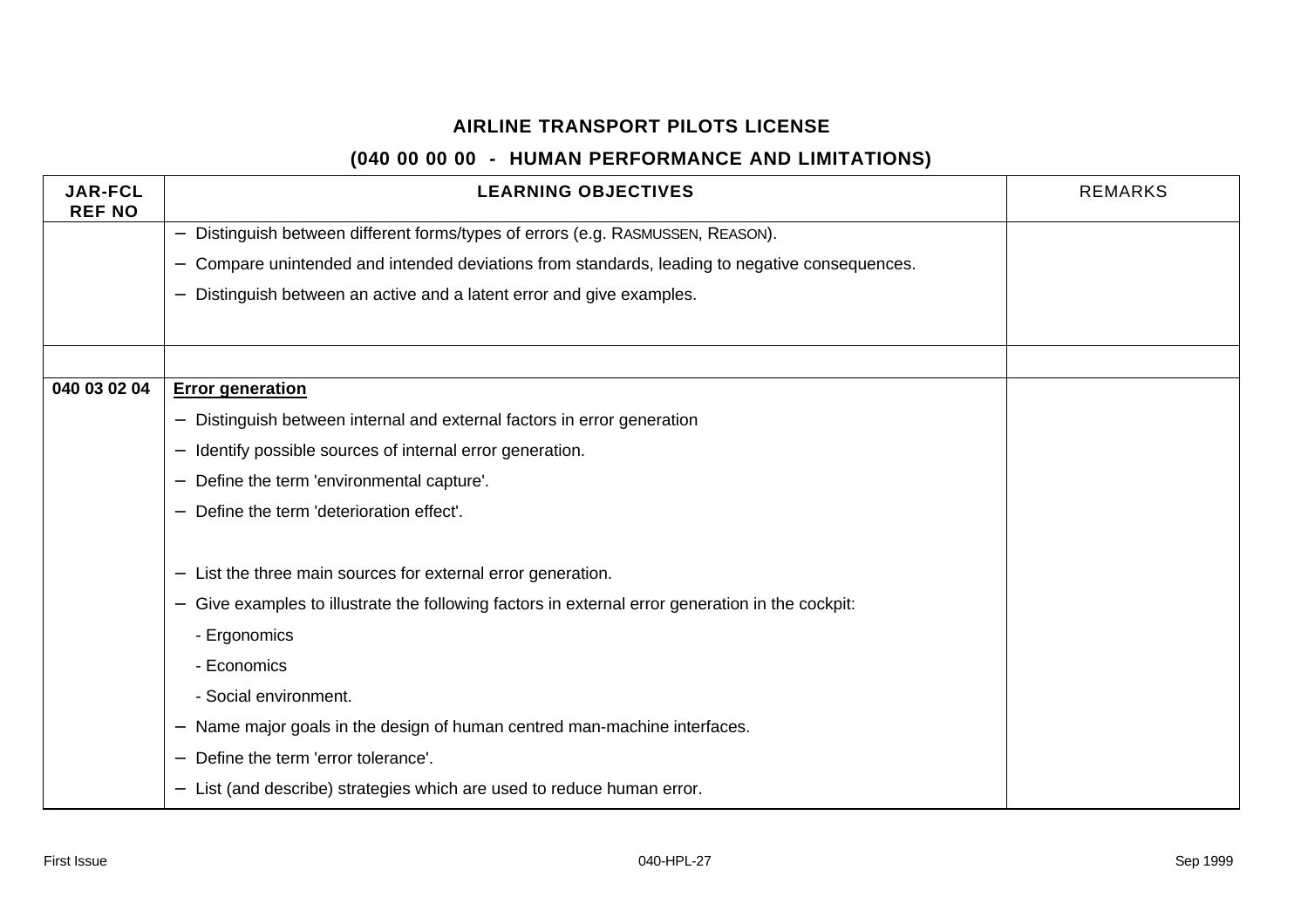**AIRLINE TRANSPORT PILOTS LICENSE**

**(040 00 00 00 - HUMAN PERFORMANCE AND LIMITATIONS)**

| JAR-FCL REF NO | LEARNING OBJECTIVES | REMARKS |
|---|---|---|
| | − Distinguish between different forms/types of errors (e.g. RASMUSSEN, REASON).<br>− Compare unintended and intended deviations from standards, leading to negative consequences.<br>− Distinguish between an active and a latent error and give examples. | |
| | | |
| 040 03 02 04 | **<u>Error generation</u>**<br>− Distinguish between internal and external factors in error generation<br>− Identify possible sources of internal error generation.<br>− Define the term 'environmental capture'.<br>− Define the term 'deterioration effect'.<br><br>− List the three main sources for external error generation.<br>− Give examples to illustrate the following factors in external error generation in the cockpit:<br>- Ergonomics<br>- Economics<br>- Social environment.<br>− Name major goals in the design of human centred man-machine interfaces.<br>− Define the term 'error tolerance'.<br>− List (and describe) strategies which are used to reduce human error. | |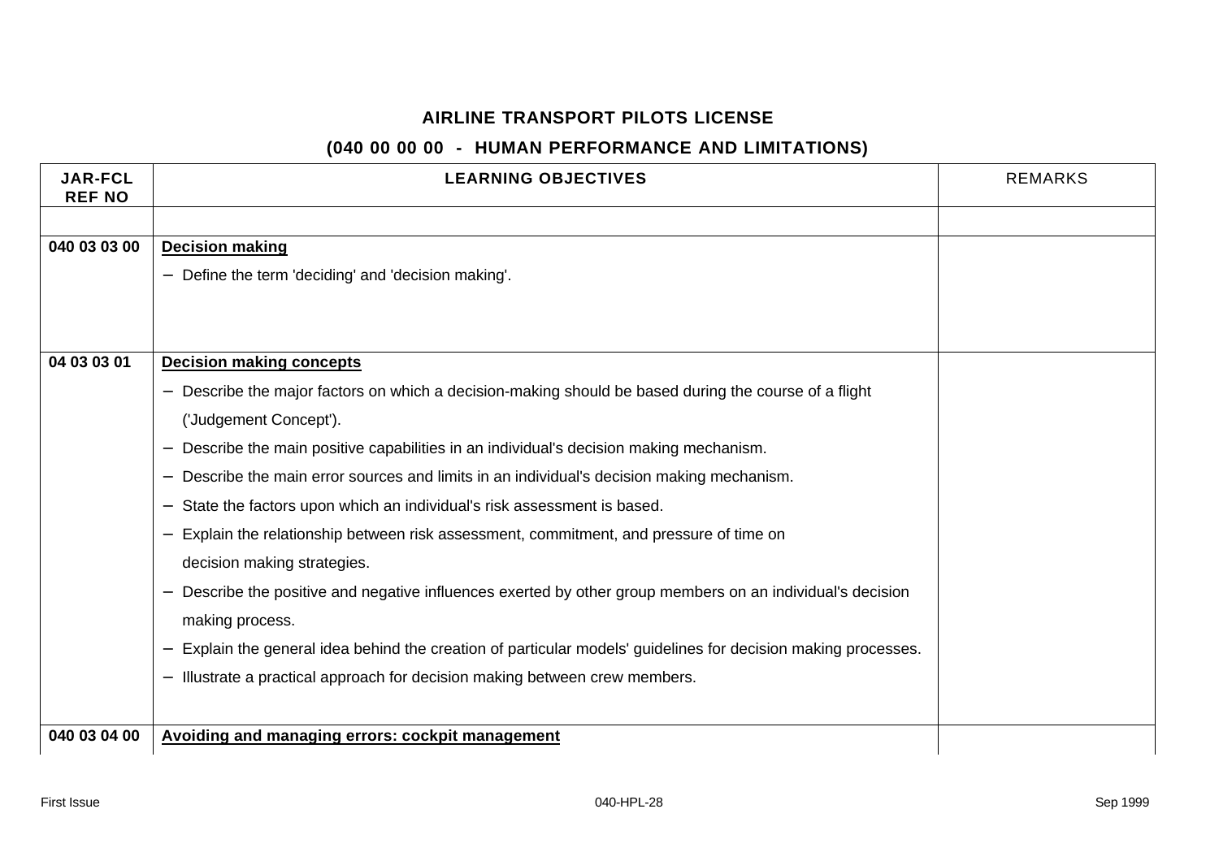## AIRLINE TRANSPORT PILOTS LICENSE

## (040 00 00 00 - HUMAN PERFORMANCE AND LIMITATIONS)

| JAR-FCL REF NO | LEARNING OBJECTIVES | REMARKS |
|---|---|---|
| | | |
| 040 03 03 00 | **Decision making**<br>– Define the term 'deciding' and 'decision making'. | |
| 04 03 03 01 | **Decision making concepts**<br>– Describe the major factors on which a decision-making should be based during the course of a flight ('Judgement Concept').<br>– Describe the main positive capabilities in an individual's decision making mechanism.<br>– Describe the main error sources and limits in an individual's decision making mechanism.<br>– State the factors upon which an individual's risk assessment is based.<br>– Explain the relationship between risk assessment, commitment, and pressure of time on decision making strategies.<br>– Describe the positive and negative influences exerted by other group members on an individual's decision making process.<br>– Explain the general idea behind the creation of particular models' guidelines for decision making processes.<br>– Illustrate a practical approach for decision making between crew members. | |
| 040 03 04 00 | **Avoiding and managing errors: cockpit management** | |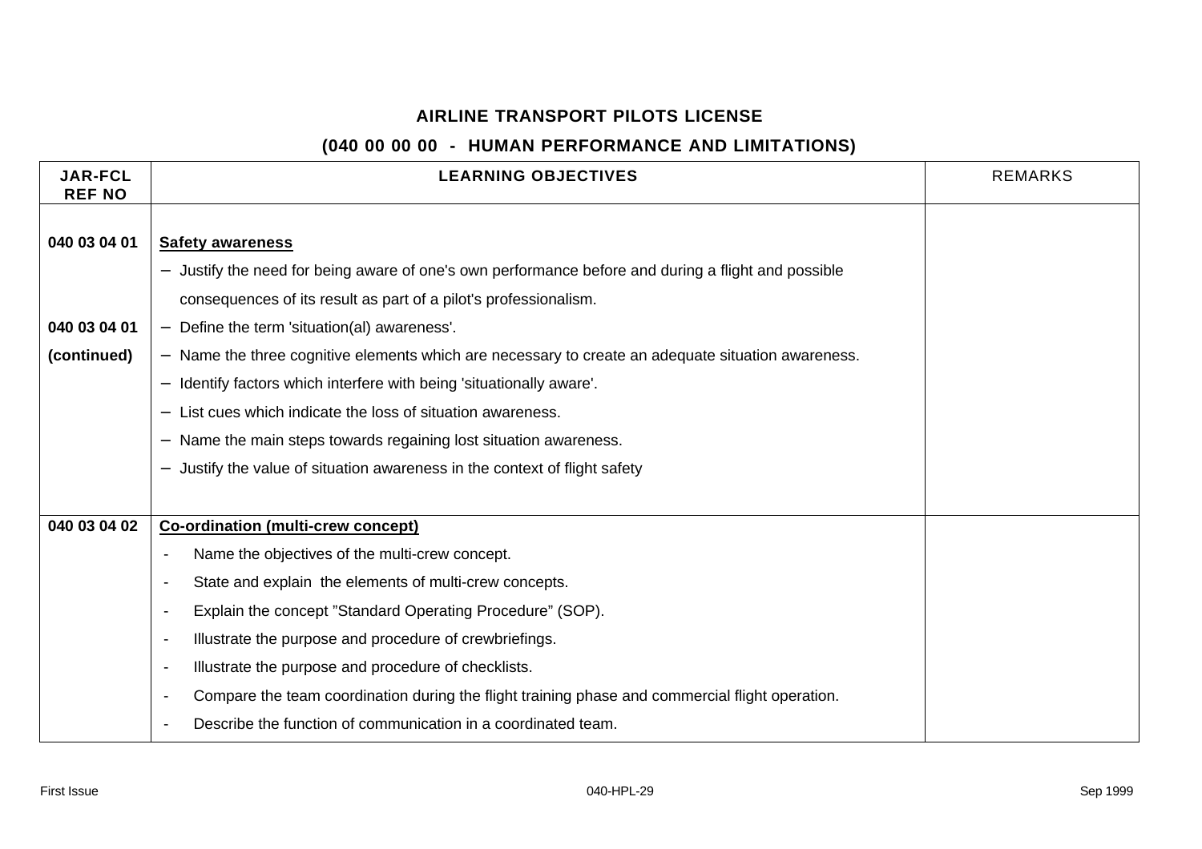## AIRLINE TRANSPORT PILOTS LICENSE

## (040 00 00 00 - HUMAN PERFORMANCE AND LIMITATIONS)

| JAR-FCL REF NO | LEARNING OBJECTIVES | REMARKS |
|---|---|---|
| 040 03 04 01 | **Safety awareness**<br>– Justify the need for being aware of one's own performance before and during a flight and possible consequences of its result as part of a pilot's professionalism. | |
| 040 03 04 01 (continued) | – Define the term 'situation(al) awareness'.<br>– Name the three cognitive elements which are necessary to create an adequate situation awareness.<br>– Identify factors which interfere with being 'situationally aware'.<br>– List cues which indicate the loss of situation awareness.<br>– Name the main steps towards regaining lost situation awareness.<br>– Justify the value of situation awareness in the context of flight safety | |
| 040 03 04 02 | **Co-ordination (multi-crew concept)**<br>- Name the objectives of the multi-crew concept.<br>- State and explain the elements of multi-crew concepts.<br>- Explain the concept "Standard Operating Procedure" (SOP).<br>- Illustrate the purpose and procedure of crewbriefings.<br>- Illustrate the purpose and procedure of checklists.<br>- Compare the team coordination during the flight training phase and commercial flight operation.<br>- Describe the function of communication in a coordinated team. | |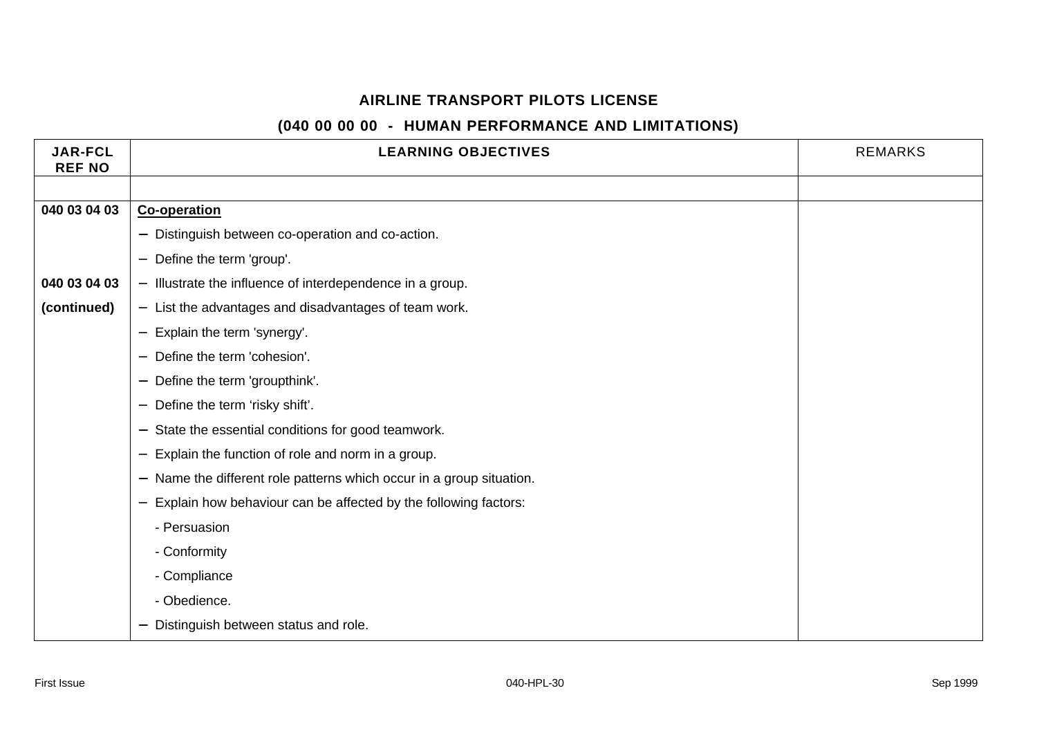**AIRLINE TRANSPORT PILOTS LICENSE**

**(040 00 00 00 - HUMAN PERFORMANCE AND LIMITATIONS)**

| JAR-FCL REF NO | LEARNING OBJECTIVES | REMARKS |
|---|---|---|
| | | |
| **040 03 04 03** | **Co-operation** | |
| | – Distinguish between co-operation and co-action. | |
| | – Define the term 'group'. | |
| **040 03 04 03** | – Illustrate the influence of interdependence in a group. | |
| **(continued)** | – List the advantages and disadvantages of team work. | |
| | – Explain the term 'synergy'. | |
| | – Define the term 'cohesion'. | |
| | – Define the term 'groupthink'. | |
| | – Define the term 'risky shift'. | |
| | – State the essential conditions for good teamwork. | |
| | – Explain the function of role and norm in a group. | |
| | – Name the different role patterns which occur in a group situation. | |
| | – Explain how behaviour can be affected by the following factors: | |
| | - Persuasion | |
| | - Conformity | |
| | - Compliance | |
| | - Obedience. | |
| | – Distinguish between status and role. | |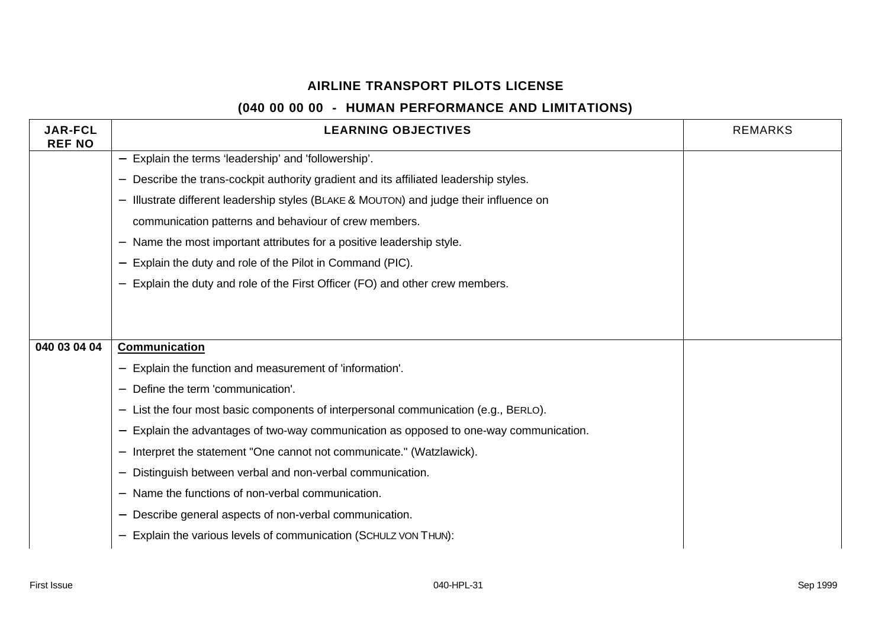**AIRLINE TRANSPORT PILOTS LICENSE**

**(040 00 00 00 - HUMAN PERFORMANCE AND LIMITATIONS)**

| JAR-FCL REF NO | LEARNING OBJECTIVES | REMARKS |
|---|---|---|
| | − Explain the terms 'leadership' and 'followership'.<br>− Describe the trans-cockpit authority gradient and its affiliated leadership styles.<br>− Illustrate different leadership styles (BLAKE & MOUTON) and judge their influence on communication patterns and behaviour of crew members.<br>− Name the most important attributes for a positive leadership style.<br>− Explain the duty and role of the Pilot in Command (PIC).<br>− Explain the duty and role of the First Officer (FO) and other crew members. | |
| **040 03 04 04** | **<u>Communication</u>**<br>− Explain the function and measurement of 'information'.<br>− Define the term 'communication'.<br>− List the four most basic components of interpersonal communication (e.g., BERLO).<br>− Explain the advantages of two-way communication as opposed to one-way communication.<br>− Interpret the statement "One cannot not communicate." (Watzlawick).<br>− Distinguish between verbal and non-verbal communication.<br>− Name the functions of non-verbal communication.<br>− Describe general aspects of non-verbal communication.<br>− Explain the various levels of communication (SCHULZ VON THUN): | |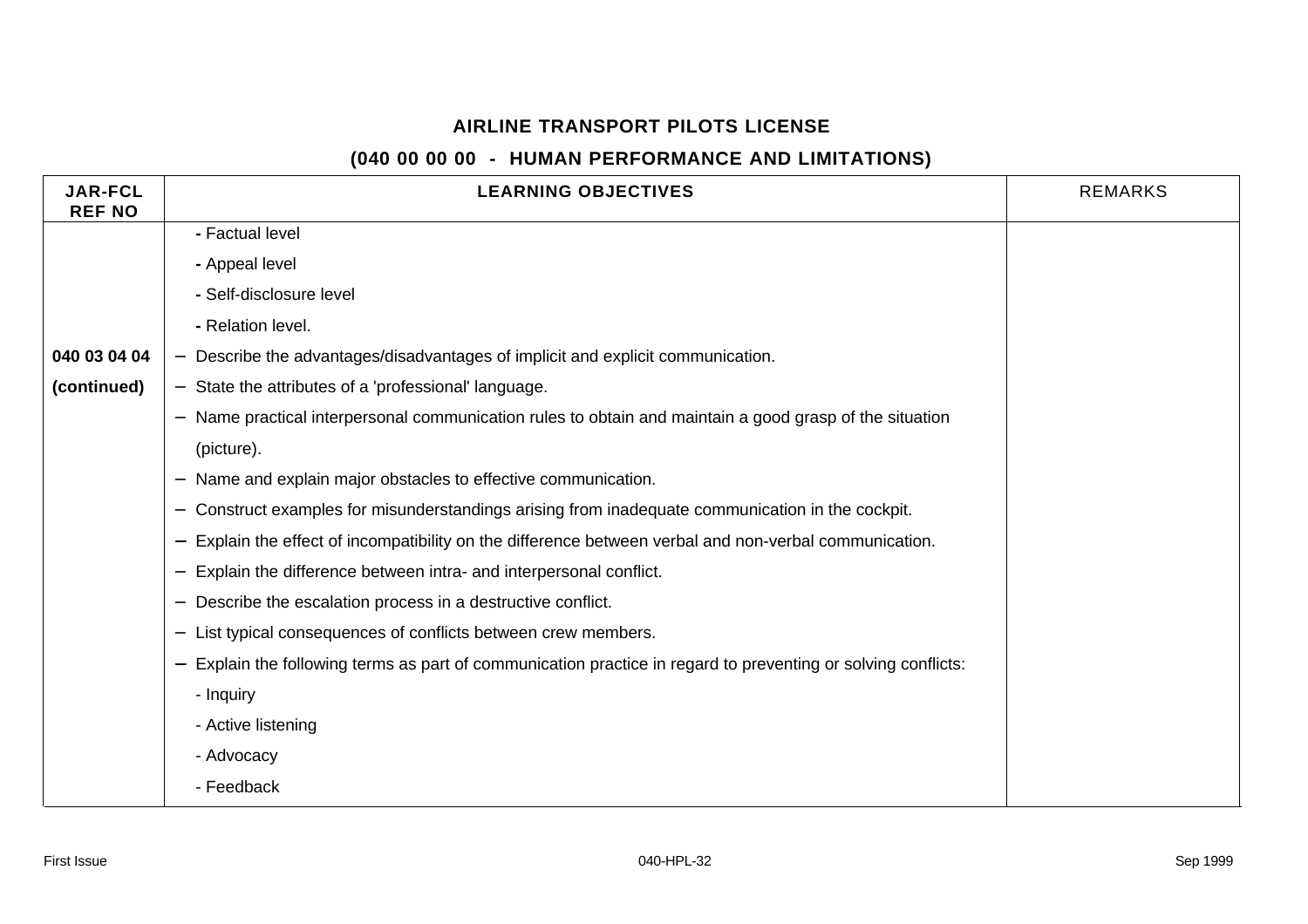**AIRLINE TRANSPORT PILOTS LICENSE**

**(040 00 00 00 - HUMAN PERFORMANCE AND LIMITATIONS)**

| JAR-FCL REF NO | LEARNING OBJECTIVES | REMARKS |
|---|---|---|
| | - Factual level<br>- Appeal level<br>- Self-disclosure level<br>- Relation level. | |
| **040 03 04 04**<br>**(continued)** | – Describe the advantages/disadvantages of implicit and explicit communication.<br>– State the attributes of a 'professional' language.<br>– Name practical interpersonal communication rules to obtain and maintain a good grasp of the situation (picture).<br>– Name and explain major obstacles to effective communication.<br>– Construct examples for misunderstandings arising from inadequate communication in the cockpit.<br>– Explain the effect of incompatibility on the difference between verbal and non-verbal communication.<br>– Explain the difference between intra- and interpersonal conflict.<br>– Describe the escalation process in a destructive conflict.<br>– List typical consequences of conflicts between crew members.<br>– Explain the following terms as part of communication practice in regard to preventing or solving conflicts:<br>- Inquiry<br>- Active listening<br>- Advocacy<br>- Feedback | |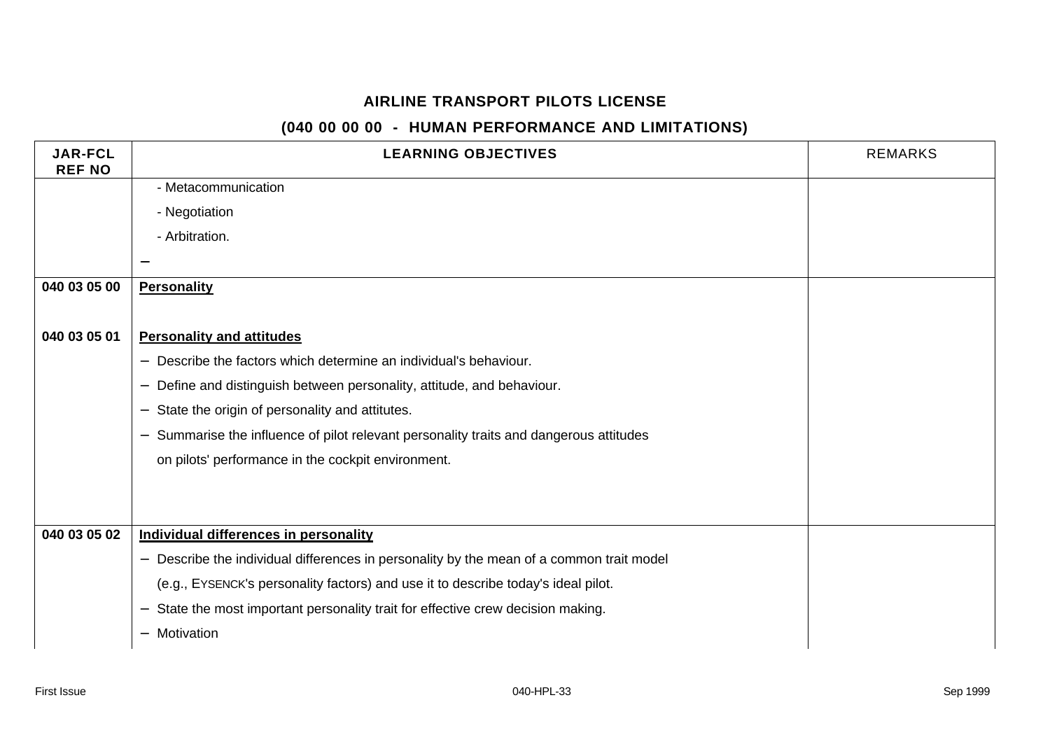**AIRLINE TRANSPORT PILOTS LICENSE**

**(040 00 00 00 - HUMAN PERFORMANCE AND LIMITATIONS)**

| JAR-FCL REF NO | LEARNING OBJECTIVES | REMARKS |
|---|---|---|
| | - Metacommunication<br>- Negotiation<br>- Arbitration.<br>– | |
| 040 03 05 00 | **Personality** | |
| 040 03 05 01 | **Personality and attitudes**<br>– Describe the factors which determine an individual's behaviour.<br>– Define and distinguish between personality, attitude, and behaviour.<br>– State the origin of personality and attitutes.<br>– Summarise the influence of pilot relevant personality traits and dangerous attitudes on pilots' performance in the cockpit environment. | |
| 040 03 05 02 | **Individual differences in personality**<br>– Describe the individual differences in personality by the mean of a common trait model (e.g., EYSENCK's personality factors) and use it to describe today's ideal pilot.<br>– State the most important personality trait for effective crew decision making.<br>– Motivation | |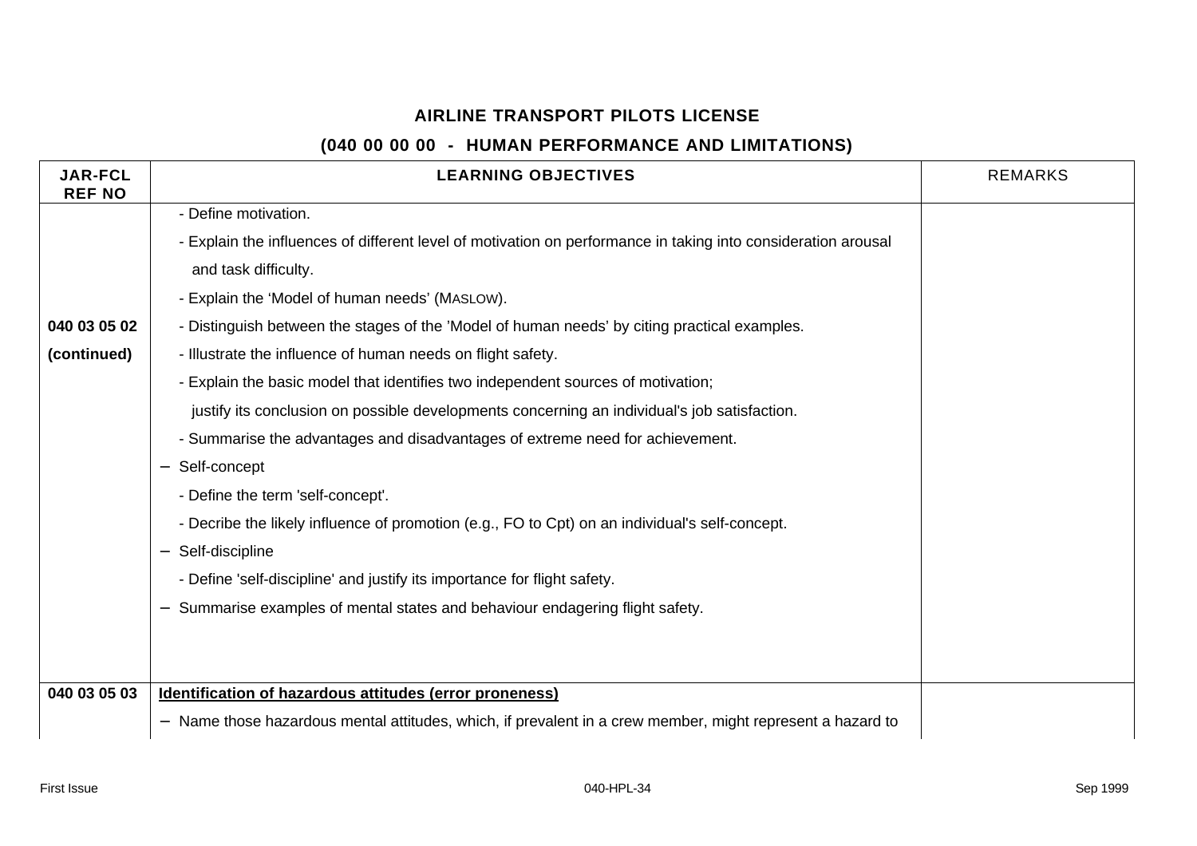# AIRLINE TRANSPORT PILOTS LICENSE

## (040 00 00 00 - HUMAN PERFORMANCE AND LIMITATIONS)

| JAR-FCL REF NO | LEARNING OBJECTIVES | REMARKS |
|---|---|---|
| 040 03 05 02 (continued) | - Define motivation.<br>- Explain the influences of different level of motivation on performance in taking into consideration arousal and task difficulty.<br>- Explain the 'Model of human needs' (MASLOW).<br>- Distinguish between the stages of the 'Model of human needs' by citing practical examples.<br>- Illustrate the influence of human needs on flight safety.<br>- Explain the basic model that identifies two independent sources of motivation; justify its conclusion on possible developments concerning an individual's job satisfaction.<br>- Summarise the advantages and disadvantages of extreme need for achievement.<br>– Self-concept<br>- Define the term 'self-concept'.<br>- Decribe the likely influence of promotion (e.g., FO to Cpt) on an individual's self-concept.<br>– Self-discipline<br>- Define 'self-discipline' and justify its importance for flight safety.<br>– Summarise examples of mental states and behaviour endagering flight safety. | |
| 040 03 05 03 | **Identification of hazardous attitudes (error proneness)**<br>– Name those hazardous mental attitudes, which, if prevalent in a crew member, might represent a hazard to | |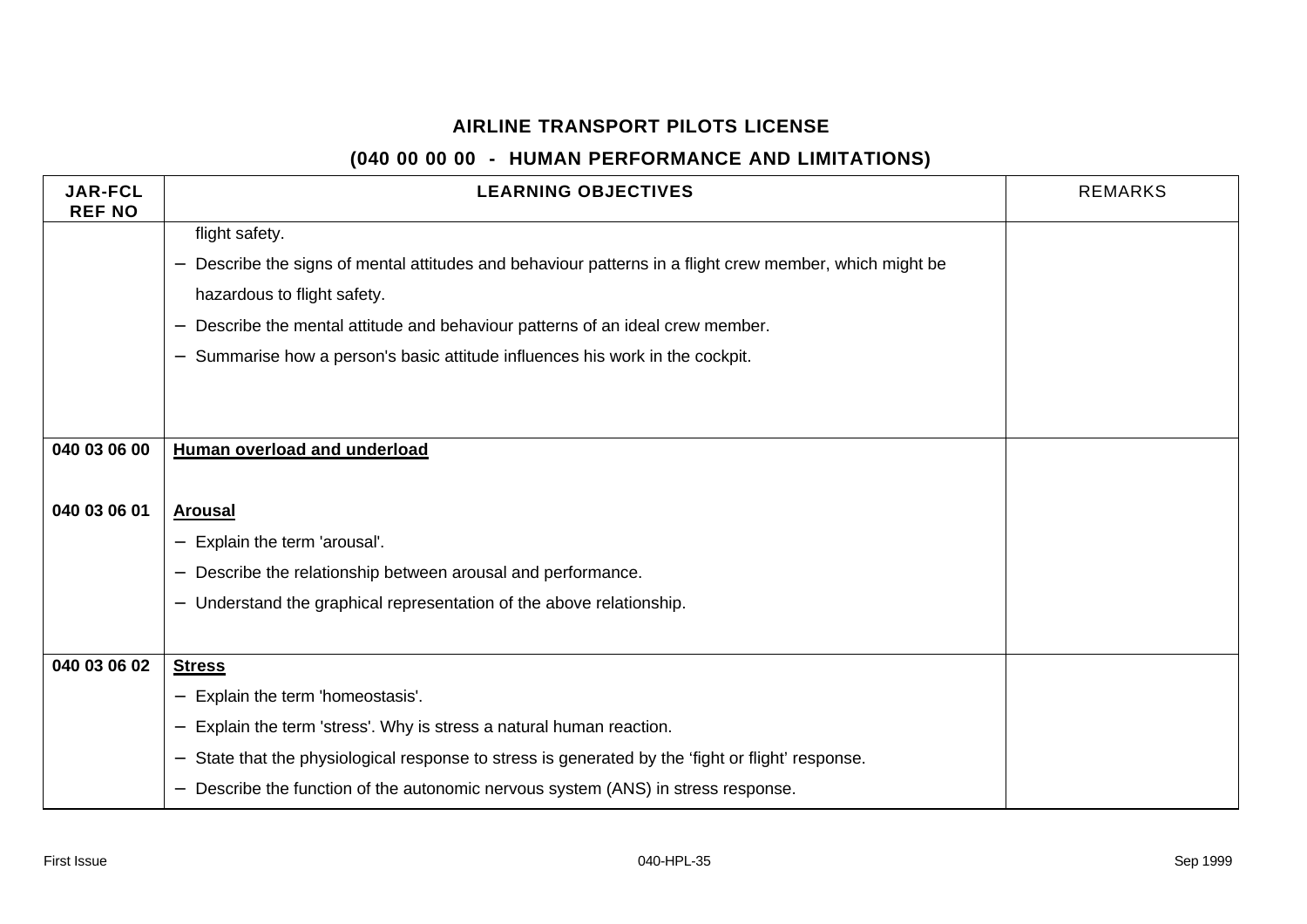## AIRLINE TRANSPORT PILOTS LICENSE

## (040 00 00 00 - HUMAN PERFORMANCE AND LIMITATIONS)

| JAR-FCL REF NO | LEARNING OBJECTIVES | REMARKS |
|---|---|---|
| | flight safety.<br>− Describe the signs of mental attitudes and behaviour patterns in a flight crew member, which might be hazardous to flight safety.<br>− Describe the mental attitude and behaviour patterns of an ideal crew member.<br>− Summarise how a person's basic attitude influences his work in the cockpit. | |
| **040 03 06 00** | **<u>Human overload and underload</u>** | |
| **040 03 06 01** | **<u>Arousal</u>**<br>− Explain the term 'arousal'.<br>− Describe the relationship between arousal and performance.<br>− Understand the graphical representation of the above relationship. | |
| **040 03 06 02** | **<u>Stress</u>**<br>− Explain the term 'homeostasis'.<br>− Explain the term 'stress'. Why is stress a natural human reaction.<br>− State that the physiological response to stress is generated by the 'fight or flight' response.<br>− Describe the function of the autonomic nervous system (ANS) in stress response. | |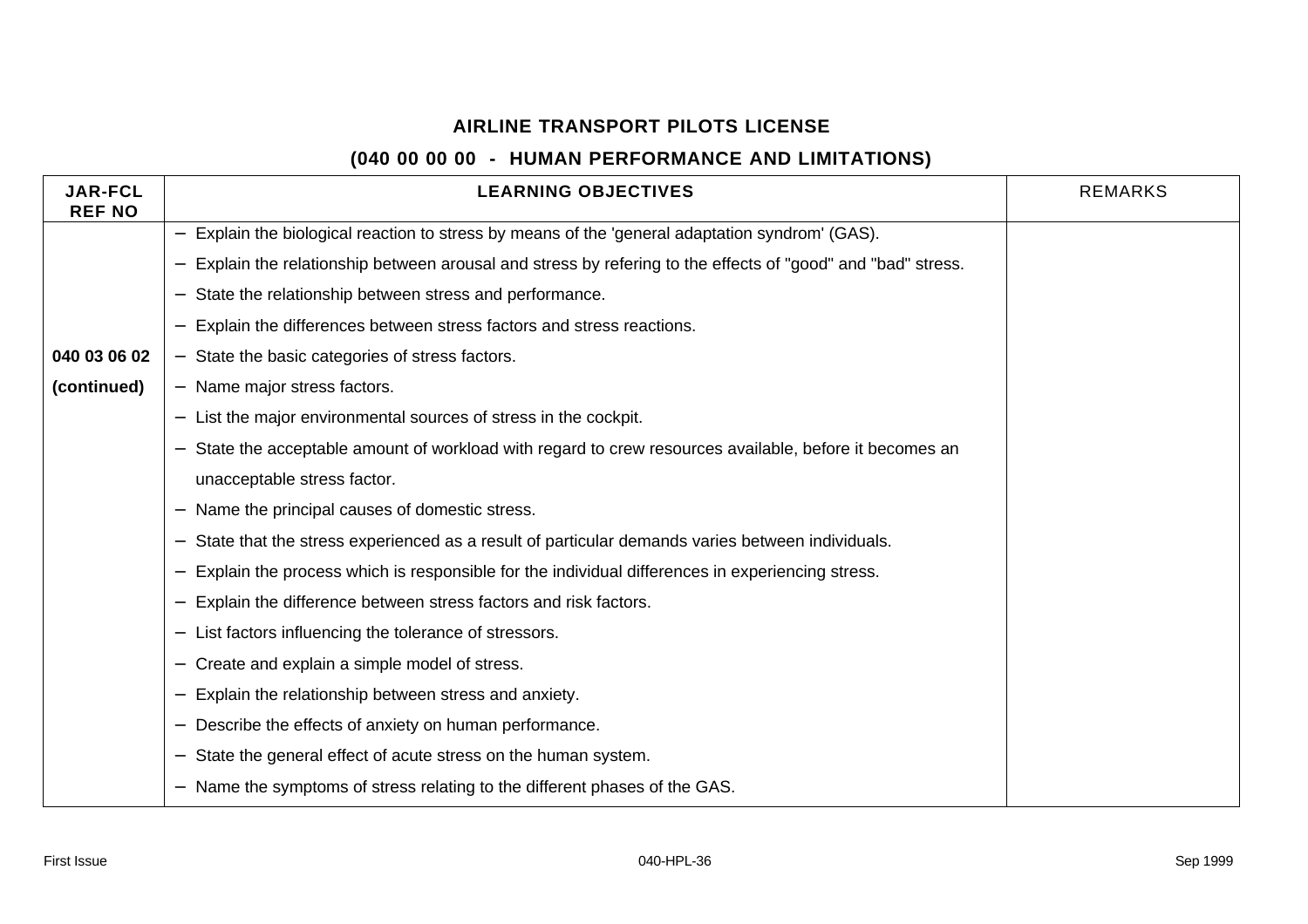## AIRLINE TRANSPORT PILOTS LICENSE

### (040 00 00 00 - HUMAN PERFORMANCE AND LIMITATIONS)

| JAR-FCL REF NO | LEARNING OBJECTIVES | REMARKS |
|---|---|---|
| **040 03 06 02 (continued)** | – Explain the biological reaction to stress by means of the 'general adaptation syndrom' (GAS).<br>– Explain the relationship between arousal and stress by refering to the effects of "good" and "bad" stress.<br>– State the relationship between stress and performance.<br>– Explain the differences between stress factors and stress reactions.<br>– State the basic categories of stress factors.<br>– Name major stress factors.<br>– List the major environmental sources of stress in the cockpit.<br>– State the acceptable amount of workload with regard to crew resources available, before it becomes an unacceptable stress factor.<br>– Name the principal causes of domestic stress.<br>– State that the stress experienced as a result of particular demands varies between individuals.<br>– Explain the process which is responsible for the individual differences in experiencing stress.<br>– Explain the difference between stress factors and risk factors.<br>– List factors influencing the tolerance of stressors.<br>– Create and explain a simple model of stress.<br>– Explain the relationship between stress and anxiety.<br>– Describe the effects of anxiety on human performance.<br>– State the general effect of acute stress on the human system.<br>– Name the symptoms of stress relating to the different phases of the GAS. | |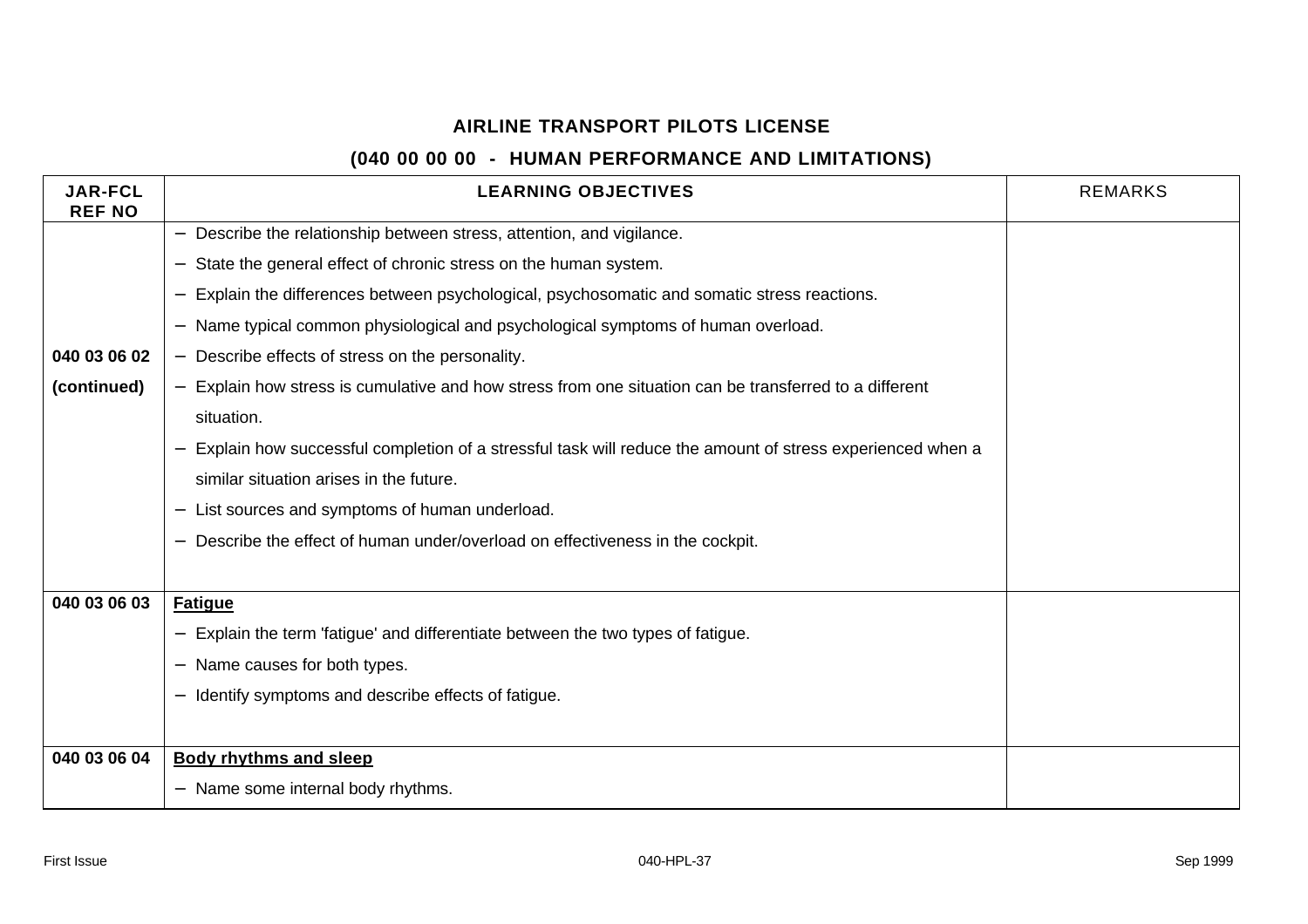**AIRLINE TRANSPORT PILOTS LICENSE**

**(040 00 00 00 - HUMAN PERFORMANCE AND LIMITATIONS)**

| JAR-FCL REF NO | LEARNING OBJECTIVES | REMARKS |
|---|---|---|
| **040 03 06 02 (continued)** | − Describe the relationship between stress, attention, and vigilance.<br>− State the general effect of chronic stress on the human system.<br>− Explain the differences between psychological, psychosomatic and somatic stress reactions.<br>− Name typical common physiological and psychological symptoms of human overload.<br>− Describe effects of stress on the personality.<br>− Explain how stress is cumulative and how stress from one situation can be transferred to a different situation.<br>− Explain how successful completion of a stressful task will reduce the amount of stress experienced when a similar situation arises in the future.<br>− List sources and symptoms of human underload.<br>− Describe the effect of human under/overload on effectiveness in the cockpit. | |
| **040 03 06 03** | **Fatigue**<br>− Explain the term 'fatigue' and differentiate between the two types of fatigue.<br>− Name causes for both types.<br>− Identify symptoms and describe effects of fatigue. | |
| **040 03 06 04** | **Body rhythms and sleep**<br>− Name some internal body rhythms. | |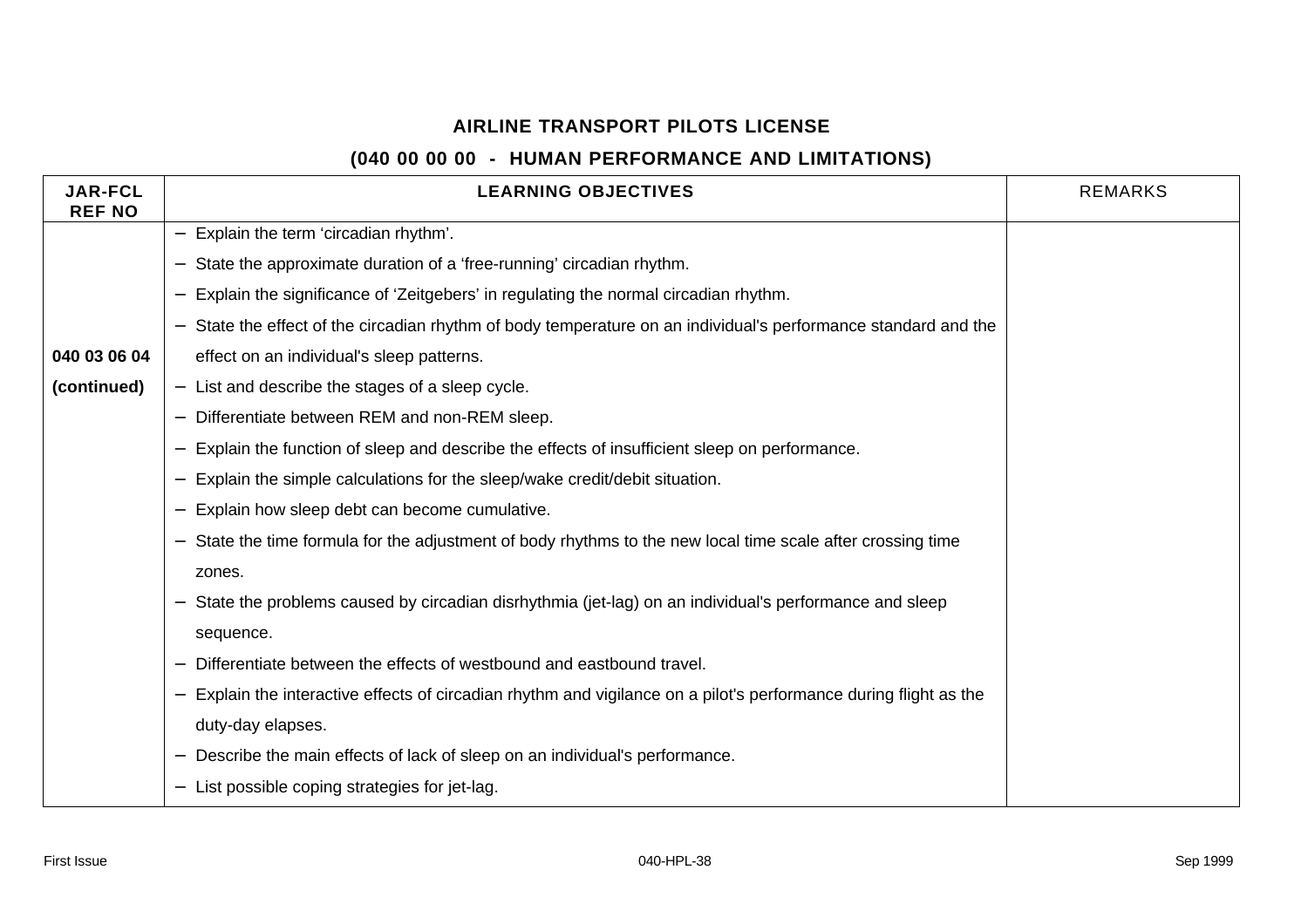**AIRLINE TRANSPORT PILOTS LICENSE**

**(040 00 00 00 - HUMAN PERFORMANCE AND LIMITATIONS)**

| JAR-FCL REF NO | LEARNING OBJECTIVES | REMARKS |
|---|---|---|
| **040 03 06 04 (continued)** | – Explain the term ‘circadian rhythm’.<br>– State the approximate duration of a ‘free-running’ circadian rhythm.<br>– Explain the significance of ‘Zeitgebers’ in regulating the normal circadian rhythm.<br>– State the effect of the circadian rhythm of body temperature on an individual's performance standard and the effect on an individual's sleep patterns.<br>– List and describe the stages of a sleep cycle.<br>– Differentiate between REM and non-REM sleep.<br>– Explain the function of sleep and describe the effects of insufficient sleep on performance.<br>– Explain the simple calculations for the sleep/wake credit/debit situation.<br>– Explain how sleep debt can become cumulative.<br>– State the time formula for the adjustment of body rhythms to the new local time scale after crossing time zones.<br>– State the problems caused by circadian disrhythmia (jet-lag) on an individual's performance and sleep sequence.<br>– Differentiate between the effects of westbound and eastbound travel.<br>– Explain the interactive effects of circadian rhythm and vigilance on a pilot's performance during flight as the duty-day elapses.<br>– Describe the main effects of lack of sleep on an individual's performance.<br>– List possible coping strategies for jet-lag. | |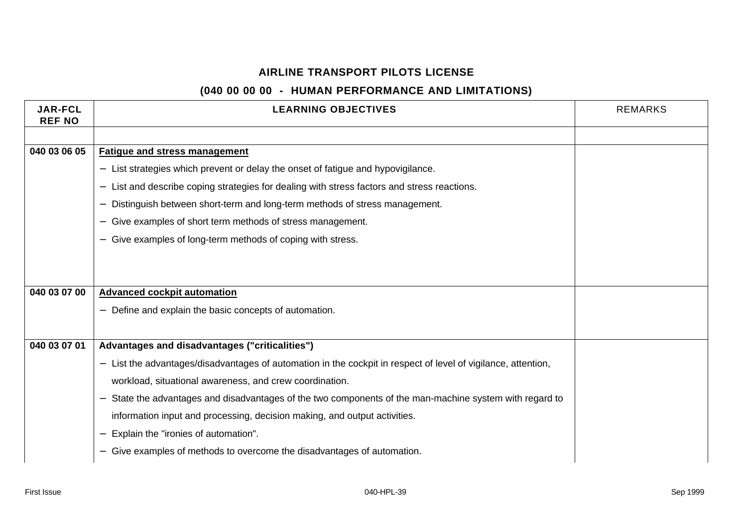# AIRLINE TRANSPORT PILOTS LICENSE

## (040 00 00 00 - HUMAN PERFORMANCE AND LIMITATIONS)

| JAR-FCL REF NO | LEARNING OBJECTIVES | REMARKS |
|---|---|---|
| | | |
| 040 03 06 05 | **Fatigue and stress management**<br>− List strategies which prevent or delay the onset of fatigue and hypovigilance.<br>− List and describe coping strategies for dealing with stress factors and stress reactions.<br>− Distinguish between short-term and long-term methods of stress management.<br>− Give examples of short term methods of stress management.<br>− Give examples of long-term methods of coping with stress. | |
| 040 03 07 00 | **Advanced cockpit automation**<br>− Define and explain the basic concepts of automation. | |
| 040 03 07 01 | **Advantages and disadvantages ("criticalities")**<br>− List the advantages/disadvantages of automation in the cockpit in respect of level of vigilance, attention, workload, situational awareness, and crew coordination.<br>− State the advantages and disadvantages of the two components of the man-machine system with regard to information input and processing, decision making, and output activities.<br>− Explain the "ironies of automation".<br>− Give examples of methods to overcome the disadvantages of automation. | |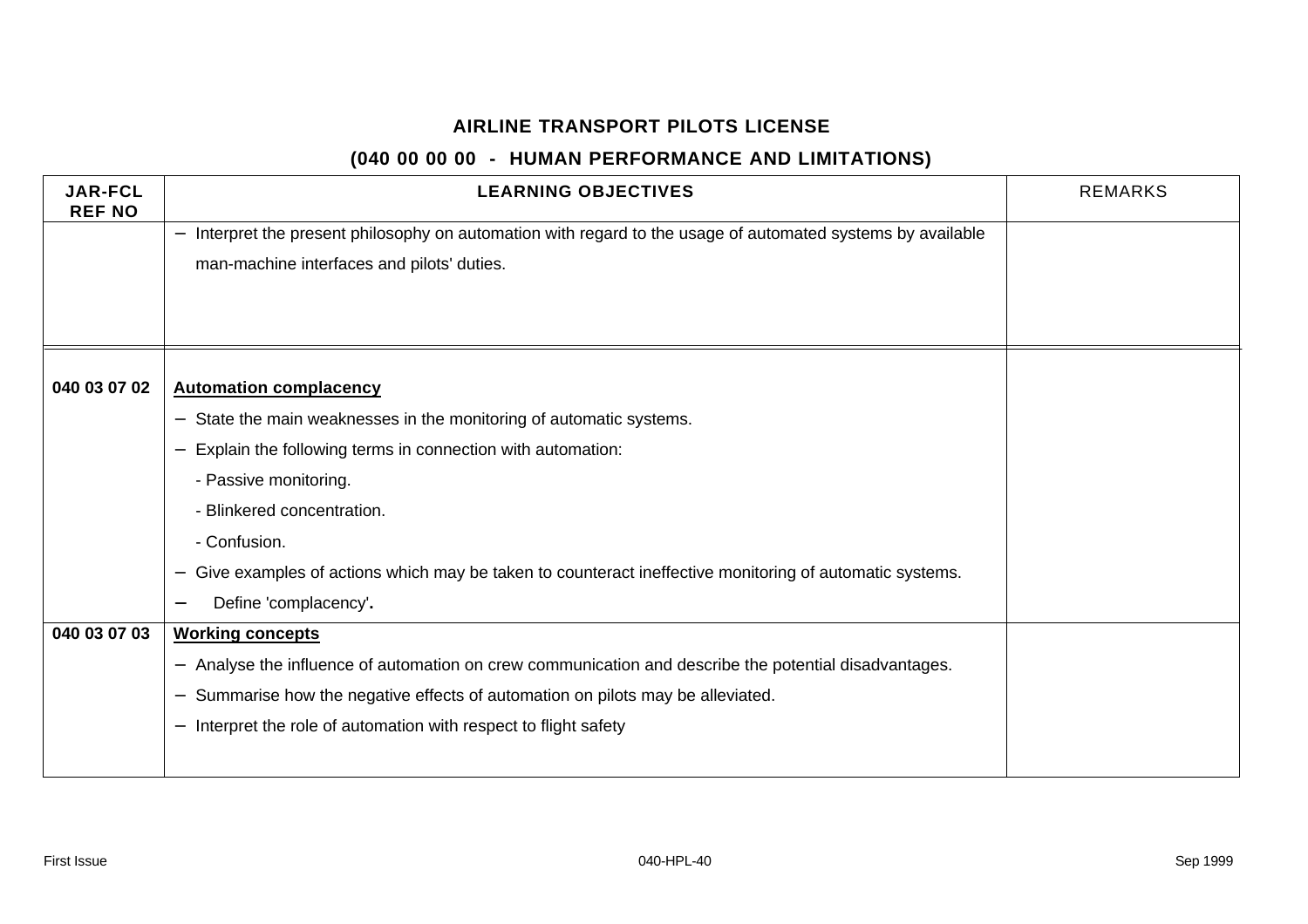# AIRLINE TRANSPORT PILOTS LICENSE

## (040 00 00 00 - HUMAN PERFORMANCE AND LIMITATIONS)

| JAR-FCL REF NO | LEARNING OBJECTIVES | REMARKS |
|---|---|---|
| | − Interpret the present philosophy on automation with regard to the usage of automated systems by available man-machine interfaces and pilots' duties. | |
| 040 03 07 02 | **Automation complacency**<br>− State the main weaknesses in the monitoring of automatic systems.<br>− Explain the following terms in connection with automation:<br>- Passive monitoring.<br>- Blinkered concentration.<br>- Confusion.<br>− Give examples of actions which may be taken to counteract ineffective monitoring of automatic systems.<br>− Define 'complacency'**.** | |
| 040 03 07 03 | **Working concepts**<br>− Analyse the influence of automation on crew communication and describe the potential disadvantages.<br>− Summarise how the negative effects of automation on pilots may be alleviated.<br>− Interpret the role of automation with respect to flight safety | |